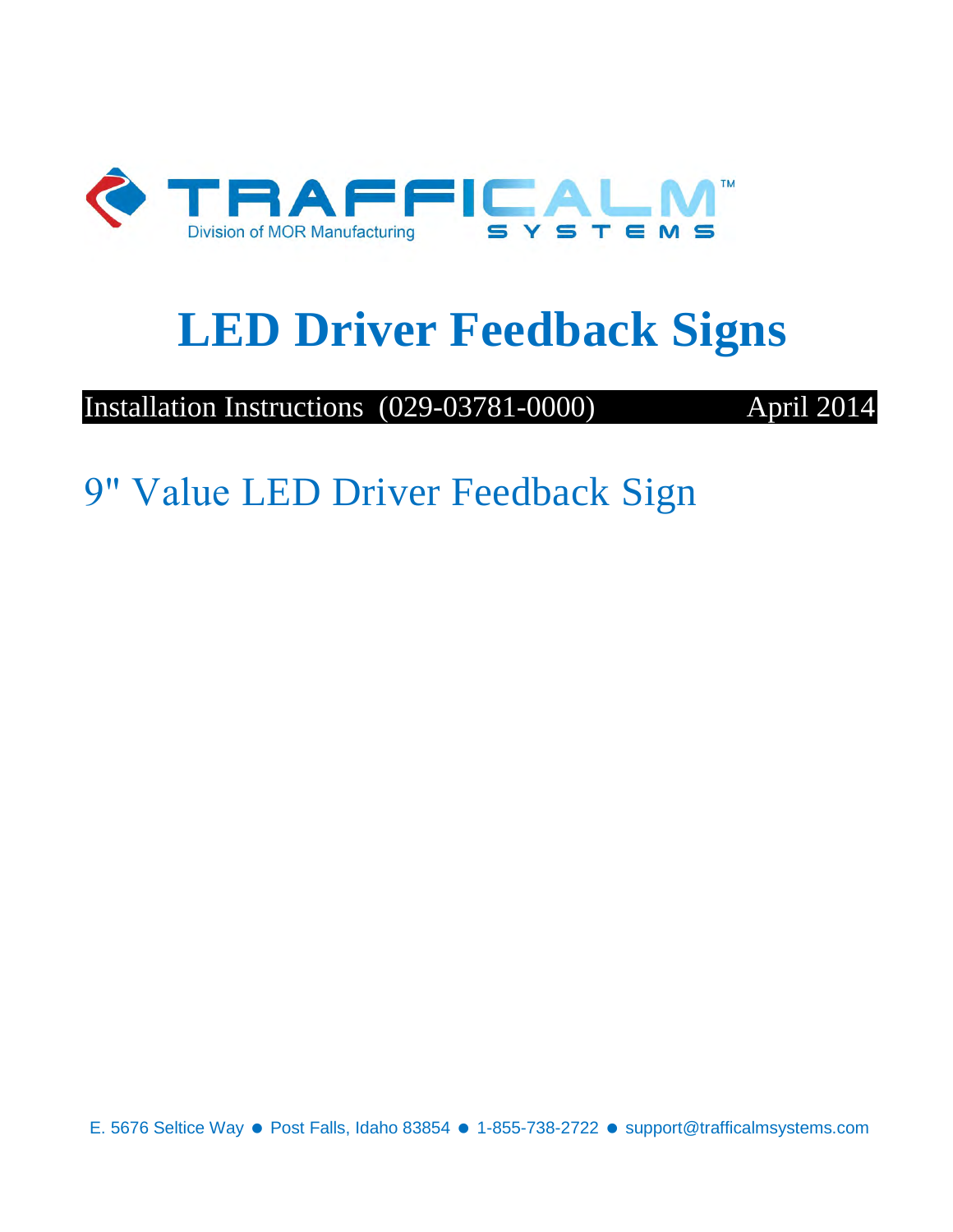TRAFFICALM™ SYSTEMS

Division of MOR Manufacturing

# LED Driver Feedback Signs

Installation Instructions (029-03781-0000) April 2014

## 9" Value LED Driver Feedback Sign

E. 5676 Seltice Way ● Post Falls, Idaho 83854 ● 1-855-738-2722 ● support@trafficalmsystems.com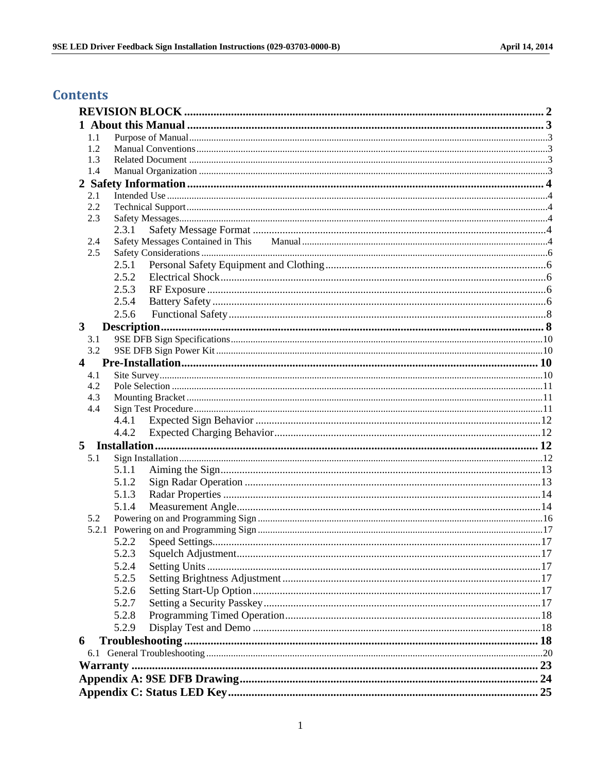# Contents

**REVISION BLOCK** .......... **2**

**1 About this Manual** .......... **3**

- 1.1 Purpose of Manual .......... 3
- 1.2 Manual Conventions .......... 3
- 1.3 Related Document .......... 3
- 1.4 Manual Organization .......... 3

**2 Safety Information** .......... **4**

- 2.1 Intended Use .......... 4
- 2.2 Technical Support .......... 4
- 2.3 Safety Messages .......... 4
  - 2.3.1 Safety Message Format .......... 4
- 2.4 Safety Messages Contained in This Manual .......... 4
- 2.5 Safety Considerations .......... 6
  - 2.5.1 Personal Safety Equipment and Clothing .......... 6
  - 2.5.2 Electrical Shock .......... 6
  - 2.5.3 RF Exposure .......... 6
  - 2.5.4 Battery Safety .......... 6
  - 2.5.6 Functional Safety .......... 8

**3 Description** .......... **8**

- 3.1 9SE DFB Sign Specifications .......... 10
- 3.2 9SE DFB Sign Power Kit .......... 10

**4 Pre-Installation** .......... **10**

- 4.1 Site Survey .......... 10
- 4.2 Pole Selection .......... 11
- 4.3 Mounting Bracket .......... 11
- 4.4 Sign Test Procedure .......... 11
  - 4.4.1 Expected Sign Behavior .......... 12
  - 4.4.2 Expected Charging Behavior .......... 12

**5 Installation** .......... **12**

- 5.1 Sign Installation .......... 12
  - 5.1.1 Aiming the Sign .......... 13
  - 5.1.2 Sign Radar Operation .......... 13
  - 5.1.3 Radar Properties .......... 14
  - 5.1.4 Measurement Angle .......... 14
- 5.2 Powering on and Programming Sign .......... 16
- 5.2.1 Powering on and Programming Sign .......... 17
  - 5.2.2 Speed Settings .......... 17
  - 5.2.3 Squelch Adjustment .......... 17
  - 5.2.4 Setting Units .......... 17
  - 5.2.5 Setting Brightness Adjustment .......... 17
  - 5.2.6 Setting Start-Up Option .......... 17
  - 5.2.7 Setting a Security Passkey .......... 17
  - 5.2.8 Programming Timed Operation .......... 18
  - 5.2.9 Display Test and Demo .......... 18

**6 Troubleshooting** .......... **18**

- 6.1 General Troubleshooting .......... 20

**Warranty** .......... **23**

**Appendix A: 9SE DFB Drawing** .......... **24**

**Appendix C: Status LED Key** .......... **25**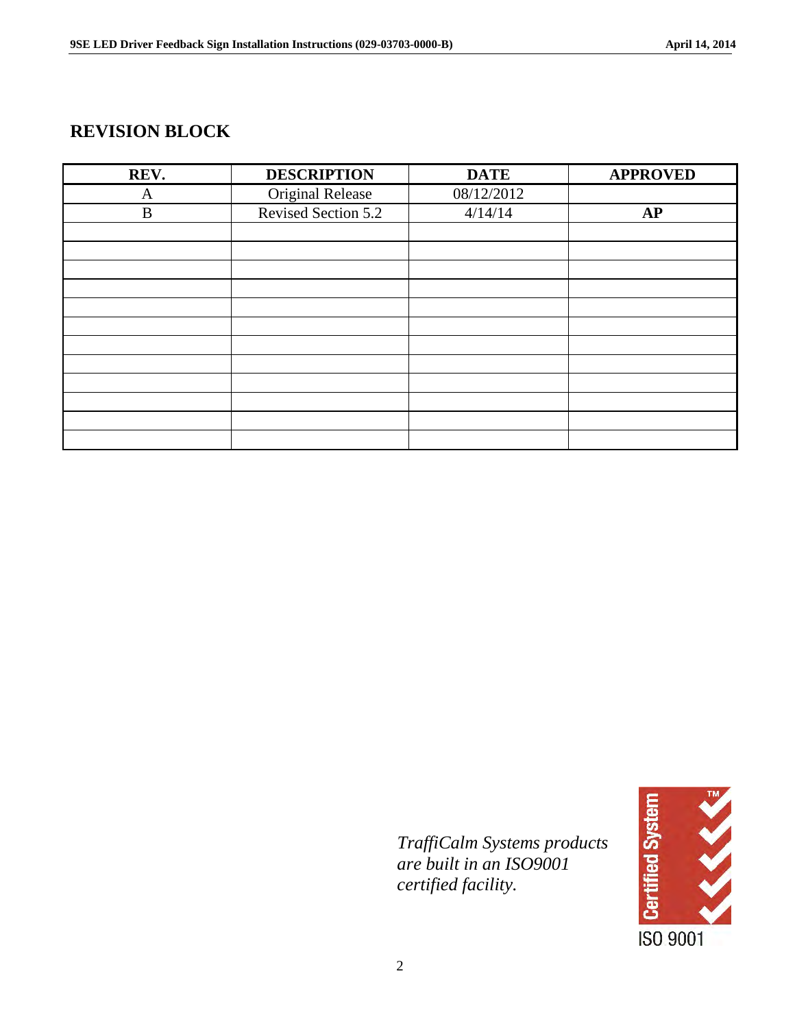## REVISION BLOCK

| REV. | DESCRIPTION | DATE | APPROVED |
|---|---|---|---|
| A | Original Release | 08/12/2012 | |
| B | Revised Section 5.2 | 4/14/14 | **AP** |
| | | | |
| | | | |
| | | | |
| | | | |
| | | | |
| | | | |
| | | | |
| | | | |
| | | | |
| | | | |
| | | | |
| | | | |

*TraffiCalm Systems products are built in an ISO9001 certified facility.*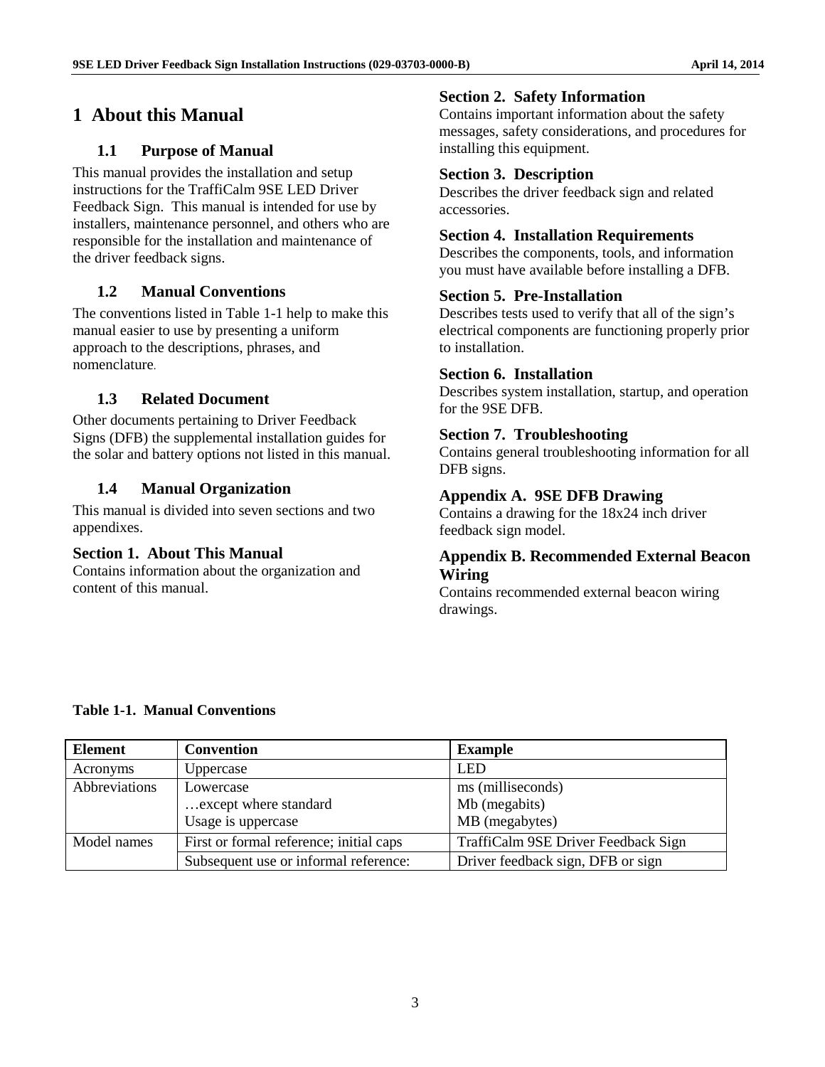# 1 About this Manual

## 1.1 Purpose of Manual

This manual provides the installation and setup instructions for the TraffiCalm 9SE LED Driver Feedback Sign. This manual is intended for use by installers, maintenance personnel, and others who are responsible for the installation and maintenance of the driver feedback signs.

## 1.2 Manual Conventions

The conventions listed in Table 1-1 help to make this manual easier to use by presenting a uniform approach to the descriptions, phrases, and nomenclature.

## 1.3 Related Document

Other documents pertaining to Driver Feedback Signs (DFB) the supplemental installation guides for the solar and battery options not listed in this manual.

## 1.4 Manual Organization

This manual is divided into seven sections and two appendixes.

**Section 1. About This Manual**
Contains information about the organization and content of this manual.

**Section 2. Safety Information**
Contains important information about the safety messages, safety considerations, and procedures for installing this equipment.

**Section 3. Description**
Describes the driver feedback sign and related accessories.

**Section 4. Installation Requirements**
Describes the components, tools, and information you must have available before installing a DFB.

**Section 5. Pre-Installation**
Describes tests used to verify that all of the sign's electrical components are functioning properly prior to installation.

**Section 6. Installation**
Describes system installation, startup, and operation for the 9SE DFB.

**Section 7. Troubleshooting**
Contains general troubleshooting information for all DFB signs.

**Appendix A. 9SE DFB Drawing**
Contains a drawing for the 18x24 inch driver feedback sign model.

**Appendix B. Recommended External Beacon Wiring**
Contains recommended external beacon wiring drawings.

**Table 1-1. Manual Conventions**

| Element | Convention | Example |
|---|---|---|
| Acronyms | Uppercase | LED |
| Abbreviations | Lowercase<br>…except where standard<br>Usage is uppercase | ms (milliseconds)<br>Mb (megabits)<br>MB (megabytes) |
| Model names | First or formal reference; initial caps | TraffiCalm 9SE Driver Feedback Sign |
| | Subsequent use or informal reference: | Driver feedback sign, DFB or sign |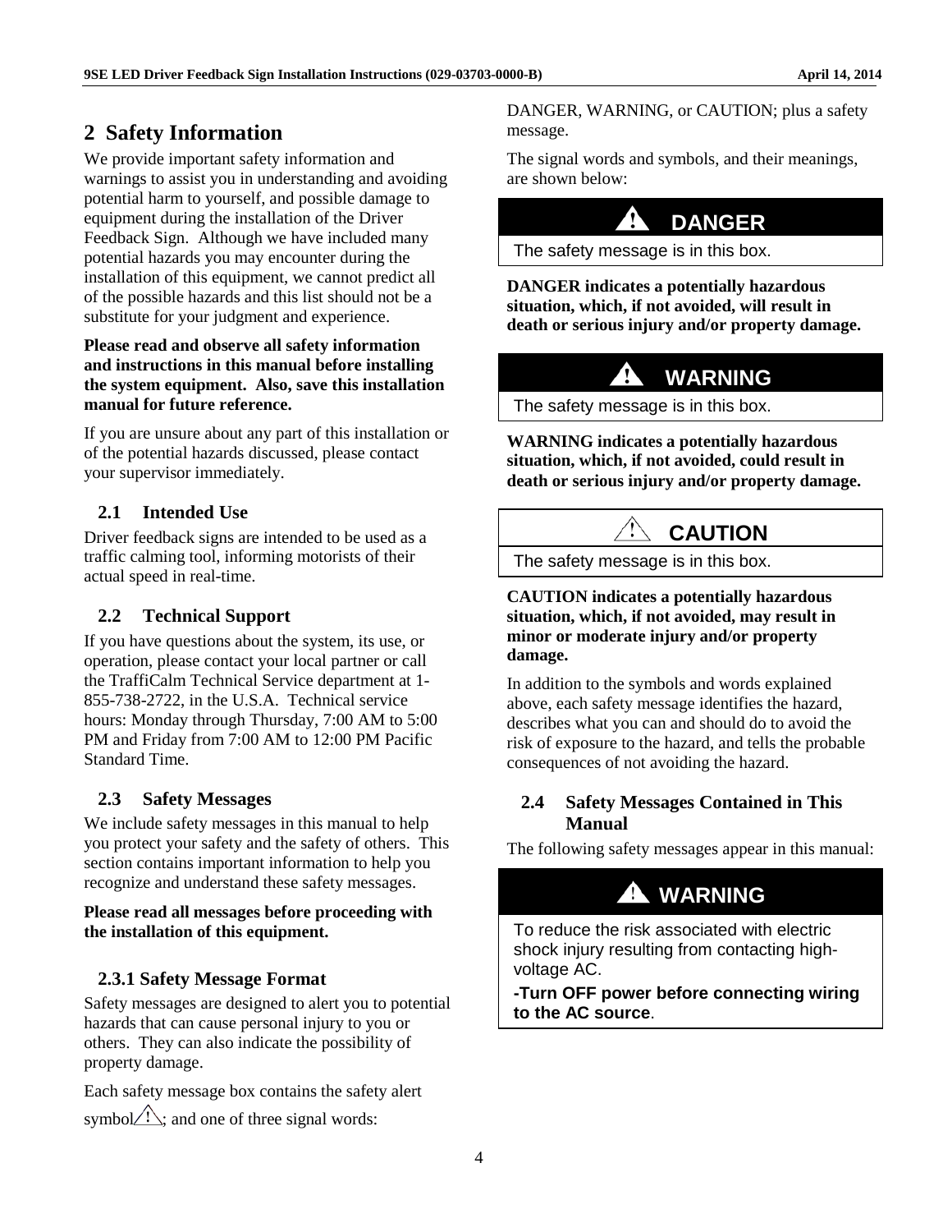## 2 Safety Information

We provide important safety information and warnings to assist you in understanding and avoiding potential harm to yourself, and possible damage to equipment during the installation of the Driver Feedback Sign. Although we have included many potential hazards you may encounter during the installation of this equipment, we cannot predict all of the possible hazards and this list should not be a substitute for your judgment and experience.

**Please read and observe all safety information and instructions in this manual before installing the system equipment. Also, save this installation manual for future reference.**

If you are unsure about any part of this installation or of the potential hazards discussed, please contact your supervisor immediately.

### 2.1 Intended Use

Driver feedback signs are intended to be used as a traffic calming tool, informing motorists of their actual speed in real-time.

### 2.2 Technical Support

If you have questions about the system, its use, or operation, please contact your local partner or call the TraffiCalm Technical Service department at 1-855-738-2722, in the U.S.A. Technical service hours: Monday through Thursday, 7:00 AM to 5:00 PM and Friday from 7:00 AM to 12:00 PM Pacific Standard Time.

### 2.3 Safety Messages

We include safety messages in this manual to help you protect your safety and the safety of others. This section contains important information to help you recognize and understand these safety messages.

**Please read all messages before proceeding with the installation of this equipment.**

#### 2.3.1 Safety Message Format

Safety messages are designed to alert you to potential hazards that can cause personal injury to you or others. They can also indicate the possibility of property damage.

Each safety message box contains the safety alert symbol ⚠; and one of three signal words: DANGER, WARNING, or CAUTION; plus a safety message.

The signal words and symbols, and their meanings, are shown below:

| ⚠ DANGER |
| --- |
| The safety message is in this box. |

**DANGER indicates a potentially hazardous situation, which, if not avoided, will result in death or serious injury and/or property damage.**

| ⚠ WARNING |
| --- |
| The safety message is in this box. |

**WARNING indicates a potentially hazardous situation, which, if not avoided, could result in death or serious injury and/or property damage.**

| ⚠ CAUTION |
| --- |
| The safety message is in this box. |

**CAUTION indicates a potentially hazardous situation, which, if not avoided, may result in minor or moderate injury and/or property damage.**

In addition to the symbols and words explained above, each safety message identifies the hazard, describes what you can and should do to avoid the risk of exposure to the hazard, and tells the probable consequences of not avoiding the hazard.

### 2.4 Safety Messages Contained in This Manual

The following safety messages appear in this manual:

| ⚠ WARNING |
| --- |
| To reduce the risk associated with electric shock injury resulting from contacting high-voltage AC.<br>**-Turn OFF power before connecting wiring to the AC source**. |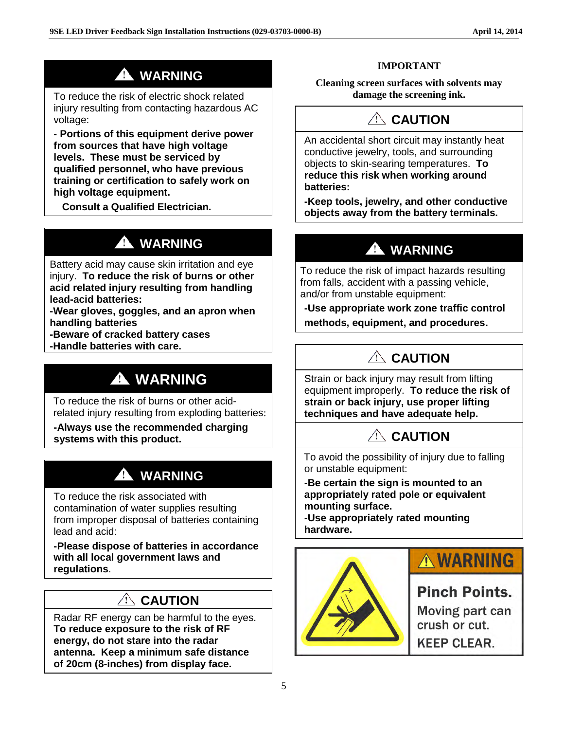## ⚠ WARNING

To reduce the risk of electric shock related injury resulting from contacting hazardous AC voltage:

**- Portions of this equipment derive power from sources that have high voltage levels. These must be serviced by qualified personnel, who have previous training or certification to safely work on high voltage equipment.**

**Consult a Qualified Electrician.**

## ⚠ WARNING

Battery acid may cause skin irritation and eye injury. **To reduce the risk of burns or other acid related injury resulting from handling lead-acid batteries:**

**-Wear gloves, goggles, and an apron when handling batteries**

**-Beware of cracked battery cases**

**-Handle batteries with care.**

## ⚠ WARNING

To reduce the risk of burns or other acid-related injury resulting from exploding batteries:

**-Always use the recommended charging systems with this product.**

## ⚠ WARNING

To reduce the risk associated with contamination of water supplies resulting from improper disposal of batteries containing lead and acid:

**-Please dispose of batteries in accordance with all local government laws and regulations**.

## ⚠ CAUTION

Radar RF energy can be harmful to the eyes. **To reduce exposure to the risk of RF energy, do not stare into the radar antenna. Keep a minimum safe distance of 20cm (8-inches) from display face.**

**IMPORTANT**

**Cleaning screen surfaces with solvents may damage the screening ink.**

## ⚠ CAUTION

An accidental short circuit may instantly heat conductive jewelry, tools, and surrounding objects to skin-searing temperatures. **To reduce this risk when working around batteries:**

**-Keep tools, jewelry, and other conductive objects away from the battery terminals.**

## ⚠ WARNING

To reduce the risk of impact hazards resulting from falls, accident with a passing vehicle, and/or from unstable equipment:

**-Use appropriate work zone traffic control methods, equipment, and procedures**.

## ⚠ CAUTION

Strain or back injury may result from lifting equipment improperly. **To reduce the risk of strain or back injury, use proper lifting techniques and have adequate help.**

## ⚠ CAUTION

To avoid the possibility of injury due to falling or unstable equipment:

**-Be certain the sign is mounted to an appropriately rated pole or equivalent mounting surface.**

**-Use appropriately rated mounting hardware.**

## ⚠ WARNING

**Pinch Points.**

Moving part can crush or cut.

KEEP CLEAR.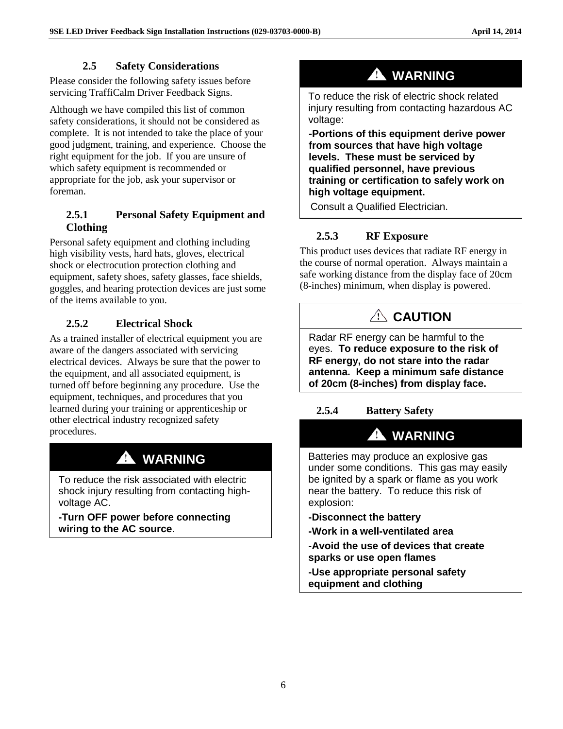### 2.5 Safety Considerations

Please consider the following safety issues before servicing TraffiCalm Driver Feedback Signs.

Although we have compiled this list of common safety considerations, it should not be considered as complete. It is not intended to take the place of your good judgment, training, and experience. Choose the right equipment for the job. If you are unsure of which safety equipment is recommended or appropriate for the job, ask your supervisor or foreman.

#### 2.5.1 Personal Safety Equipment and Clothing

Personal safety equipment and clothing including high visibility vests, hard hats, gloves, electrical shock or electrocution protection clothing and equipment, safety shoes, safety glasses, face shields, goggles, and hearing protection devices are just some of the items available to you.

#### 2.5.2 Electrical Shock

As a trained installer of electrical equipment you are aware of the dangers associated with servicing electrical devices. Always be sure that the power to the equipment, and all associated equipment, is turned off before beginning any procedure. Use the equipment, techniques, and procedures that you learned during your training or apprenticeship or other electrical industry recognized safety procedures.

> **⚠ WARNING**
>
> To reduce the risk associated with electric shock injury resulting from contacting high-voltage AC.
>
> **-Turn OFF power before connecting wiring to the AC source**.

> **⚠ WARNING**
>
> To reduce the risk of electric shock related injury resulting from contacting hazardous AC voltage:
>
> **-Portions of this equipment derive power from sources that have high voltage levels. These must be serviced by qualified personnel, have previous training or certification to safely work on high voltage equipment.**
>
> Consult a Qualified Electrician.

#### 2.5.3 RF Exposure

This product uses devices that radiate RF energy in the course of normal operation. Always maintain a safe working distance from the display face of 20cm (8-inches) minimum, when display is powered.

> **⚠ CAUTION**
>
> Radar RF energy can be harmful to the eyes. **To reduce exposure to the risk of RF energy, do not stare into the radar antenna. Keep a minimum safe distance of 20cm (8-inches) from display face.**

#### 2.5.4 Battery Safety

> **⚠ WARNING**
>
> Batteries may produce an explosive gas under some conditions. This gas may easily be ignited by a spark or flame as you work near the battery. To reduce this risk of explosion:
>
> **-Disconnect the battery**
>
> **-Work in a well-ventilated area**
>
> **-Avoid the use of devices that create sparks or use open flames**
>
> **-Use appropriate personal safety equipment and clothing**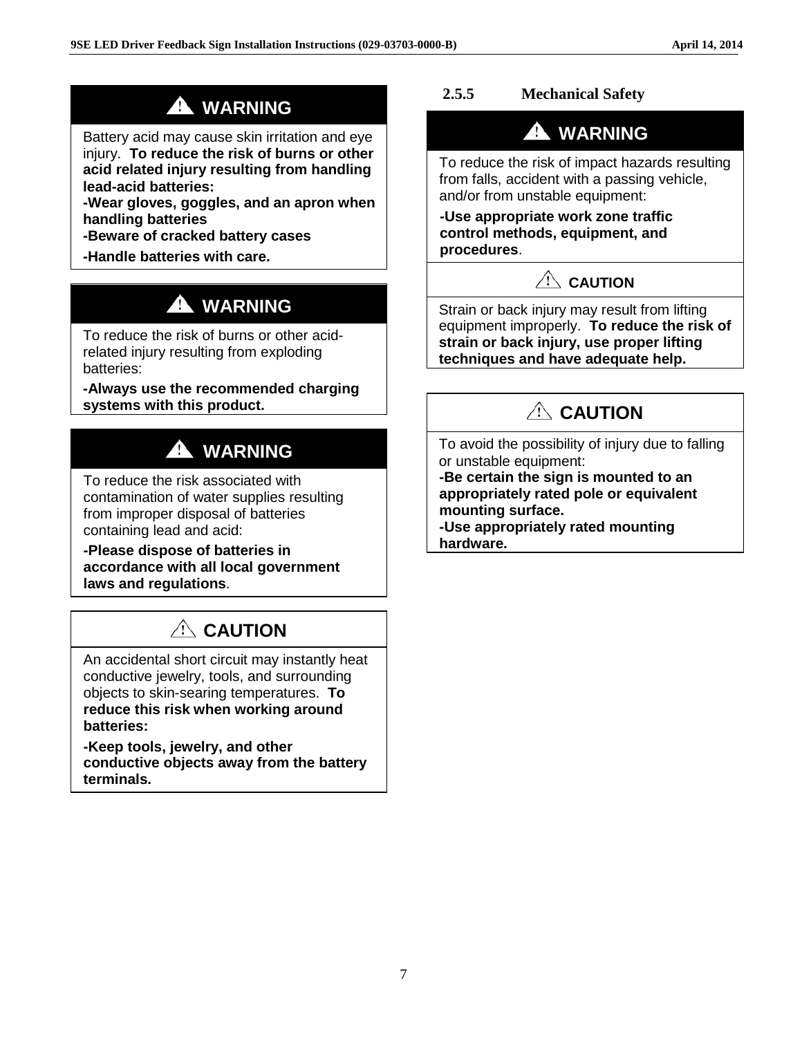**⚠ WARNING**

Battery acid may cause skin irritation and eye injury. **To reduce the risk of burns or other acid related injury resulting from handling lead-acid batteries:**

**-Wear gloves, goggles, and an apron when handling batteries**

**-Beware of cracked battery cases**

**-Handle batteries with care.**

**⚠ WARNING**

To reduce the risk of burns or other acid-related injury resulting from exploding batteries:

**-Always use the recommended charging systems with this product.**

**⚠ WARNING**

To reduce the risk associated with contamination of water supplies resulting from improper disposal of batteries containing lead and acid:

**-Please dispose of batteries in accordance with all local government laws and regulations**.

**⚠ CAUTION**

An accidental short circuit may instantly heat conductive jewelry, tools, and surrounding objects to skin-searing temperatures. **To reduce this risk when working around batteries:**

**-Keep tools, jewelry, and other conductive objects away from the battery terminals.**

### 2.5.5 Mechanical Safety

**⚠ WARNING**

To reduce the risk of impact hazards resulting from falls, accident with a passing vehicle, and/or from unstable equipment:

**-Use appropriate work zone traffic control methods, equipment, and procedures**.

**⚠ CAUTION**

Strain or back injury may result from lifting equipment improperly. **To reduce the risk of strain or back injury, use proper lifting techniques and have adequate help.**

**⚠ CAUTION**

To avoid the possibility of injury due to falling or unstable equipment:

**-Be certain the sign is mounted to an appropriately rated pole or equivalent mounting surface.**

**-Use appropriately rated mounting hardware.**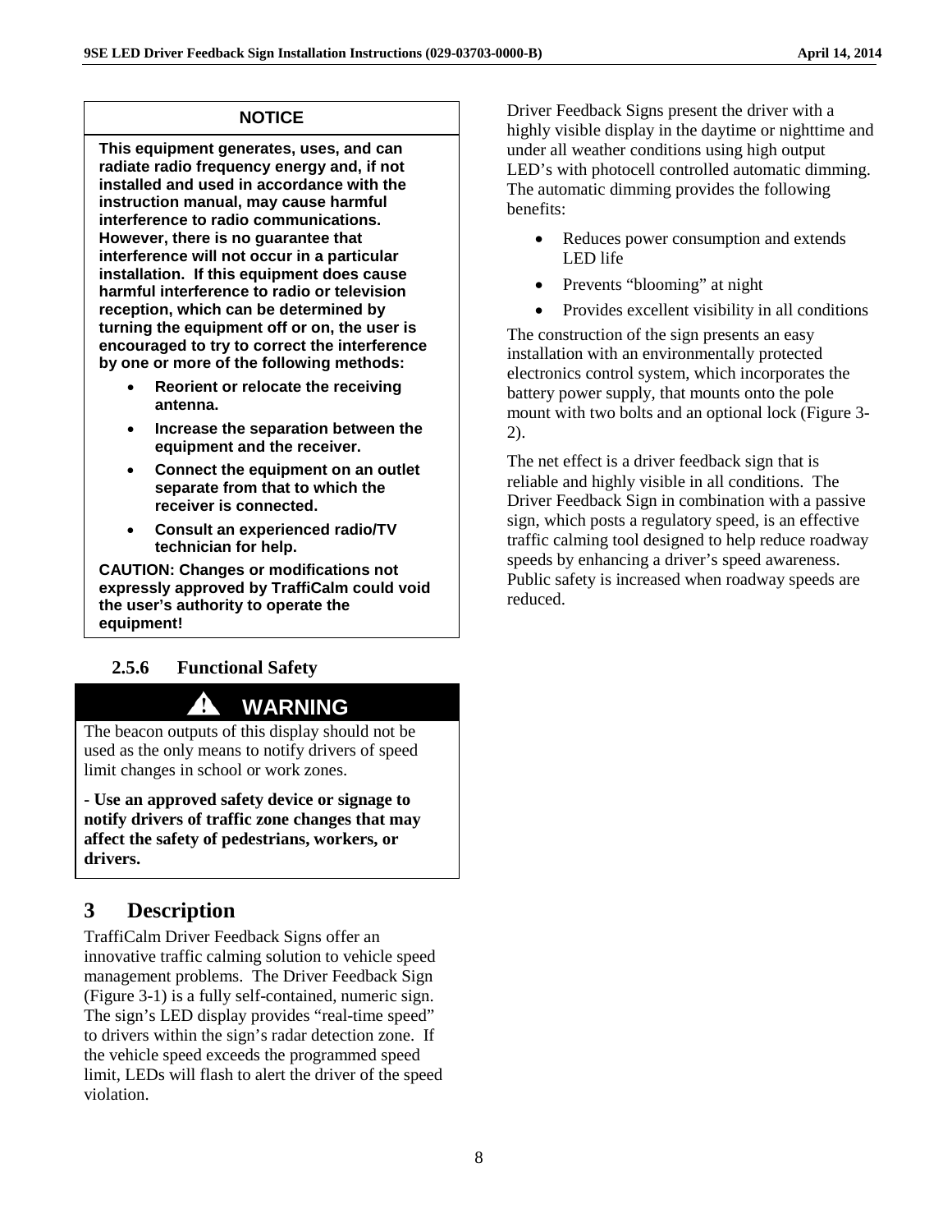**NOTICE**

**This equipment generates, uses, and can radiate radio frequency energy and, if not installed and used in accordance with the instruction manual, may cause harmful interference to radio communications. However, there is no guarantee that interference will not occur in a particular installation. If this equipment does cause harmful interference to radio or television reception, which can be determined by turning the equipment off or on, the user is encouraged to try to correct the interference by one or more of the following methods:**

- **Reorient or relocate the receiving antenna.**
- **Increase the separation between the equipment and the receiver.**
- **Connect the equipment on an outlet separate from that to which the receiver is connected.**
- **Consult an experienced radio/TV technician for help.**

**CAUTION: Changes or modifications not expressly approved by TraffiCalm could void the user's authority to operate the equipment!**

### 2.5.6 Functional Safety

**⚠ WARNING**

The beacon outputs of this display should not be used as the only means to notify drivers of speed limit changes in school or work zones.

**- Use an approved safety device or signage to notify drivers of traffic zone changes that may affect the safety of pedestrians, workers, or drivers.**

# 3 Description

TraffiCalm Driver Feedback Signs offer an innovative traffic calming solution to vehicle speed management problems. The Driver Feedback Sign (Figure 3-1) is a fully self-contained, numeric sign. The sign's LED display provides "real-time speed" to drivers within the sign's radar detection zone. If the vehicle speed exceeds the programmed speed limit, LEDs will flash to alert the driver of the speed violation.

Driver Feedback Signs present the driver with a highly visible display in the daytime or nighttime and under all weather conditions using high output LED's with photocell controlled automatic dimming. The automatic dimming provides the following benefits:

- Reduces power consumption and extends LED life
- Prevents "blooming" at night
- Provides excellent visibility in all conditions

The construction of the sign presents an easy installation with an environmentally protected electronics control system, which incorporates the battery power supply, that mounts onto the pole mount with two bolts and an optional lock (Figure 3-2).

The net effect is a driver feedback sign that is reliable and highly visible in all conditions. The Driver Feedback Sign in combination with a passive sign, which posts a regulatory speed, is an effective traffic calming tool designed to help reduce roadway speeds by enhancing a driver's speed awareness. Public safety is increased when roadway speeds are reduced.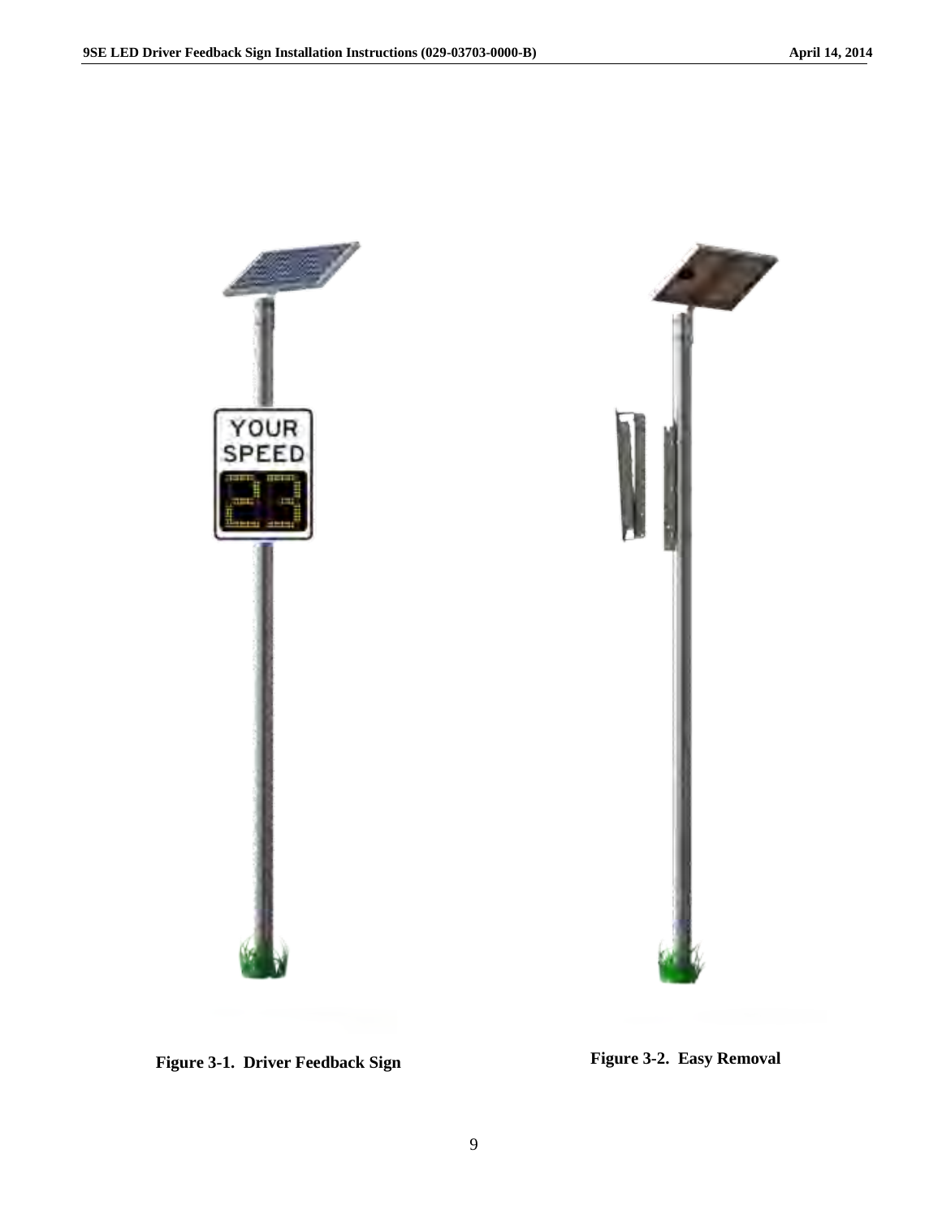Figure 3-1.  Driver Feedback Sign

Figure 3-2.  Easy Removal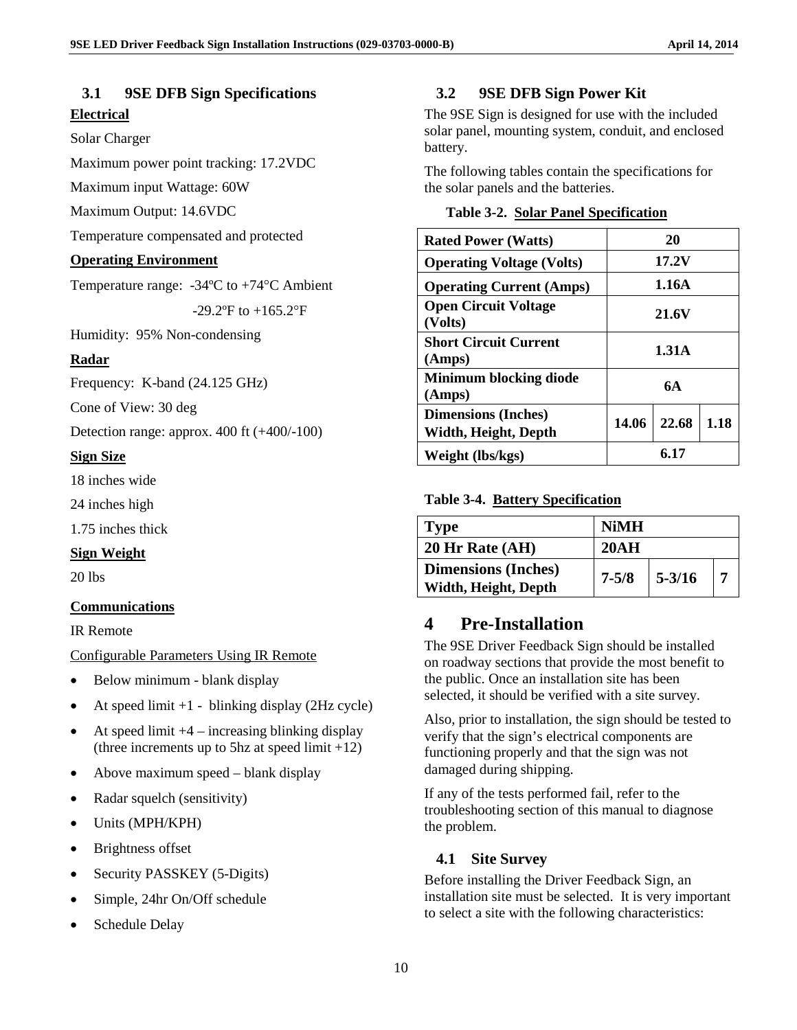## 3.1 9SE DFB Sign Specifications

**Electrical**

Solar Charger

Maximum power point tracking: 17.2VDC

Maximum input Wattage: 60W

Maximum Output: 14.6VDC

Temperature compensated and protected

**Operating Environment**

Temperature range: -34ºC to +74°C Ambient

-29.2ºF to +165.2°F

Humidity: 95% Non-condensing

**Radar**

Frequency: K-band (24.125 GHz)

Cone of View: 30 deg

Detection range: approx. 400 ft (+400/-100)

**Sign Size**

18 inches wide

24 inches high

1.75 inches thick

**Sign Weight**

20 lbs

**Communications**

IR Remote

Configurable Parameters Using IR Remote

- Below minimum - blank display
- At speed limit +1 - blinking display (2Hz cycle)
- At speed limit +4 – increasing blinking display (three increments up to 5hz at speed limit +12)
- Above maximum speed – blank display
- Radar squelch (sensitivity)
- Units (MPH/KPH)
- Brightness offset
- Security PASSKEY (5-Digits)
- Simple, 24hr On/Off schedule
- Schedule Delay

## 3.2 9SE DFB Sign Power Kit

The 9SE Sign is designed for use with the included solar panel, mounting system, conduit, and enclosed battery.

The following tables contain the specifications for the solar panels and the batteries.

**Table 3-2. Solar Panel Specification**

| Rated Power (Watts) | 20 | | |
|---|---|---|---|
| Operating Voltage (Volts) | 17.2V | | |
| Operating Current (Amps) | 1.16A | | |
| Open Circuit Voltage (Volts) | 21.6V | | |
| Short Circuit Current (Amps) | 1.31A | | |
| Minimum blocking diode (Amps) | 6A | | |
| Dimensions (Inches) Width, Height, Depth | 14.06 | 22.68 | 1.18 |
| Weight (lbs/kgs) | 6.17 | | |

**Table 3-4. Battery Specification**

| Type | NiMH | | |
|---|---|---|---|
| 20 Hr Rate (AH) | 20AH | | |
| Dimensions (Inches) Width, Height, Depth | 7-5/8 | 5-3/16 | 7 |

# 4 Pre-Installation

The 9SE Driver Feedback Sign should be installed on roadway sections that provide the most benefit to the public. Once an installation site has been selected, it should be verified with a site survey.

Also, prior to installation, the sign should be tested to verify that the sign's electrical components are functioning properly and that the sign was not damaged during shipping.

If any of the tests performed fail, refer to the troubleshooting section of this manual to diagnose the problem.

## 4.1 Site Survey

Before installing the Driver Feedback Sign, an installation site must be selected. It is very important to select a site with the following characteristics: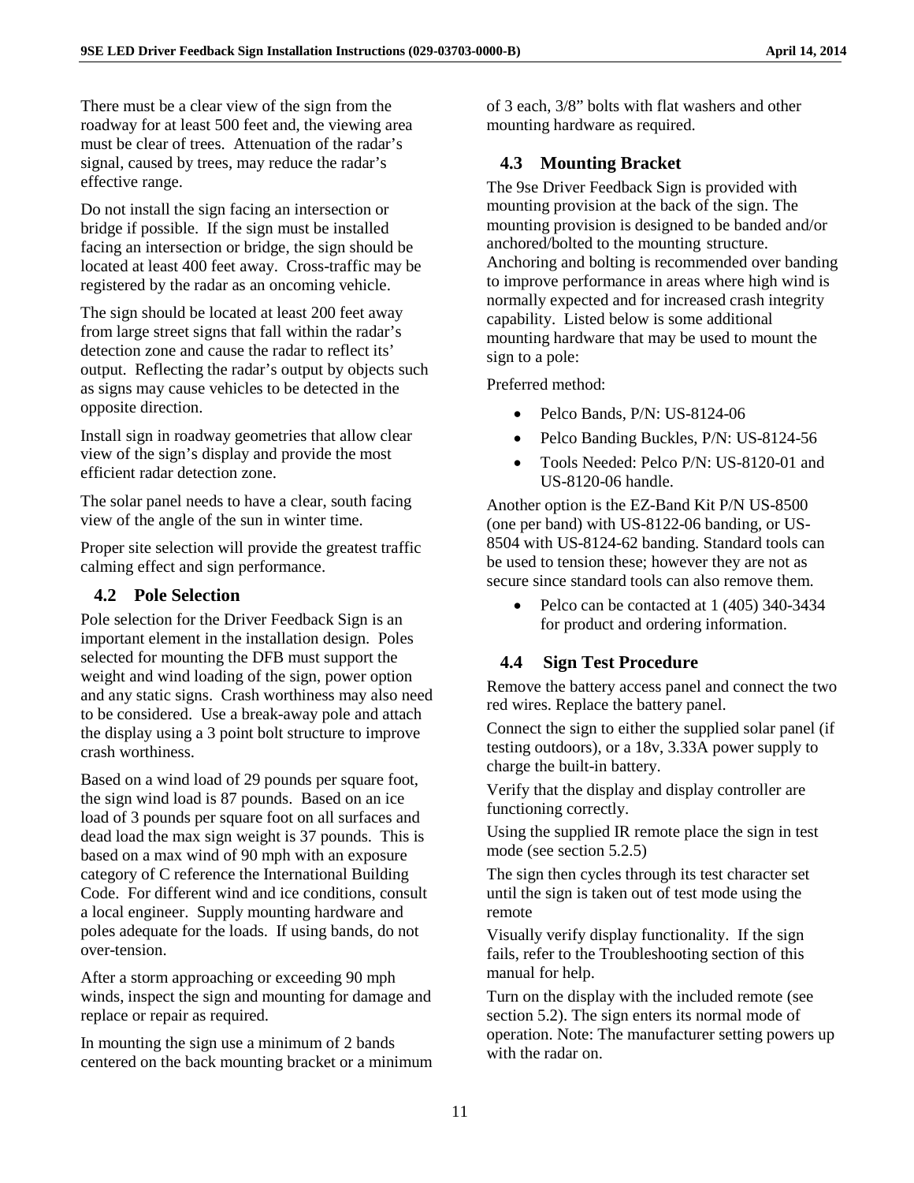There must be a clear view of the sign from the roadway for at least 500 feet and, the viewing area must be clear of trees. Attenuation of the radar's signal, caused by trees, may reduce the radar's effective range.

Do not install the sign facing an intersection or bridge if possible. If the sign must be installed facing an intersection or bridge, the sign should be located at least 400 feet away. Cross-traffic may be registered by the radar as an oncoming vehicle.

The sign should be located at least 200 feet away from large street signs that fall within the radar's detection zone and cause the radar to reflect its' output. Reflecting the radar's output by objects such as signs may cause vehicles to be detected in the opposite direction.

Install sign in roadway geometries that allow clear view of the sign's display and provide the most efficient radar detection zone.

The solar panel needs to have a clear, south facing view of the angle of the sun in winter time.

Proper site selection will provide the greatest traffic calming effect and sign performance.

### 4.2 Pole Selection

Pole selection for the Driver Feedback Sign is an important element in the installation design. Poles selected for mounting the DFB must support the weight and wind loading of the sign, power option and any static signs. Crash worthiness may also need to be considered. Use a break-away pole and attach the display using a 3 point bolt structure to improve crash worthiness.

Based on a wind load of 29 pounds per square foot, the sign wind load is 87 pounds. Based on an ice load of 3 pounds per square foot on all surfaces and dead load the max sign weight is 37 pounds. This is based on a max wind of 90 mph with an exposure category of C reference the International Building Code. For different wind and ice conditions, consult a local engineer. Supply mounting hardware and poles adequate for the loads. If using bands, do not over-tension.

After a storm approaching or exceeding 90 mph winds, inspect the sign and mounting for damage and replace or repair as required.

In mounting the sign use a minimum of 2 bands centered on the back mounting bracket or a minimum of 3 each, 3/8" bolts with flat washers and other mounting hardware as required.

### 4.3 Mounting Bracket

The 9se Driver Feedback Sign is provided with mounting provision at the back of the sign. The mounting provision is designed to be banded and/or anchored/bolted to the mounting structure. Anchoring and bolting is recommended over banding to improve performance in areas where high wind is normally expected and for increased crash integrity capability. Listed below is some additional mounting hardware that may be used to mount the sign to a pole:

Preferred method:

- Pelco Bands, P/N: US-8124-06
- Pelco Banding Buckles, P/N: US-8124-56
- Tools Needed: Pelco P/N: US-8120-01 and US-8120-06 handle.

Another option is the EZ-Band Kit P/N US-8500 (one per band) with US-8122-06 banding, or US-8504 with US-8124-62 banding. Standard tools can be used to tension these; however they are not as secure since standard tools can also remove them.

- Pelco can be contacted at 1 (405) 340-3434 for product and ordering information.

### 4.4 Sign Test Procedure

Remove the battery access panel and connect the two red wires. Replace the battery panel.

Connect the sign to either the supplied solar panel (if testing outdoors), or a 18v, 3.33A power supply to charge the built-in battery.

Verify that the display and display controller are functioning correctly.

Using the supplied IR remote place the sign in test mode (see section 5.2.5)

The sign then cycles through its test character set until the sign is taken out of test mode using the remote

Visually verify display functionality. If the sign fails, refer to the Troubleshooting section of this manual for help.

Turn on the display with the included remote (see section 5.2). The sign enters its normal mode of operation. Note: The manufacturer setting powers up with the radar on.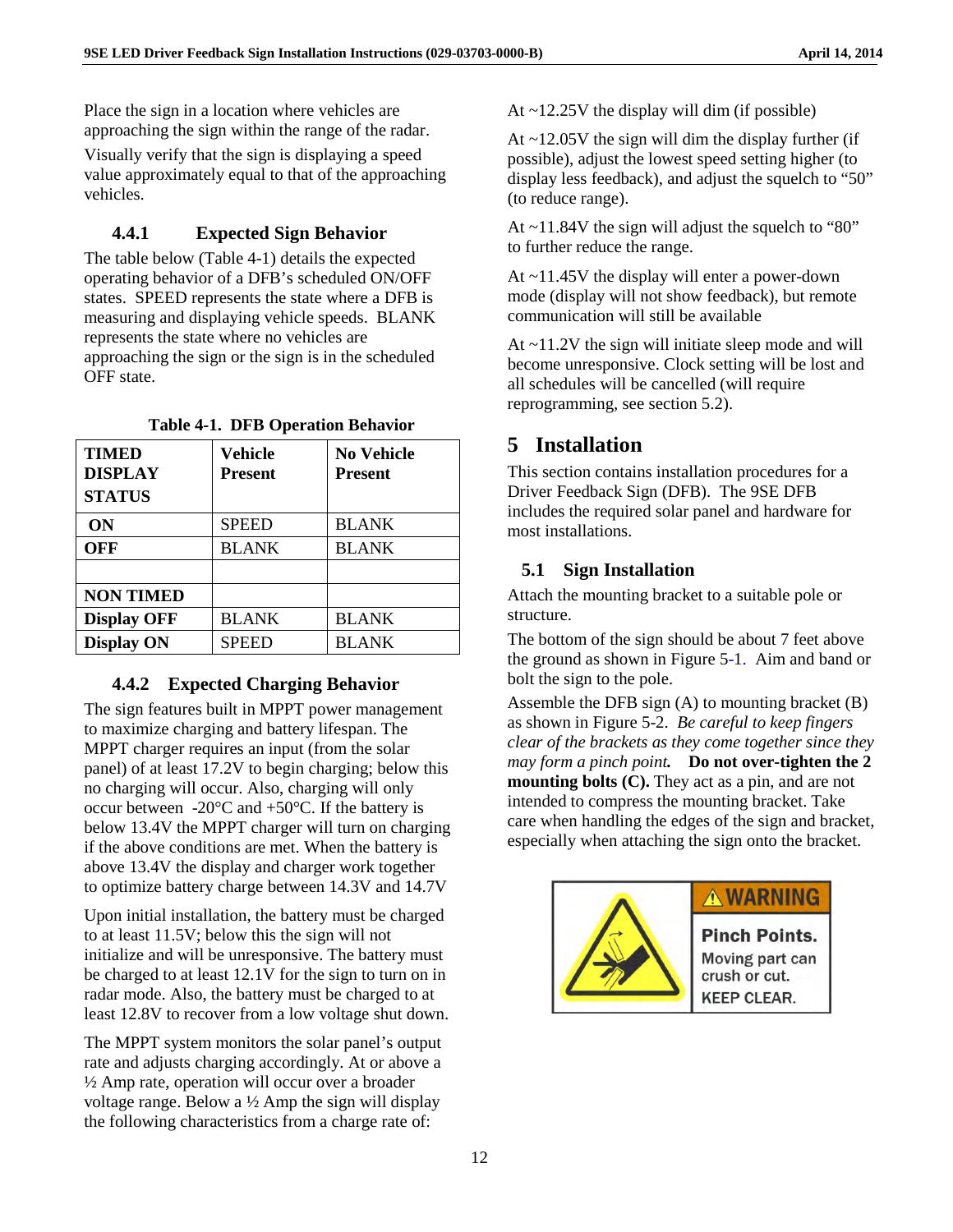Place the sign in a location where vehicles are approaching the sign within the range of the radar.

Visually verify that the sign is displaying a speed value approximately equal to that of the approaching vehicles.

### 4.4.1 Expected Sign Behavior

The table below (Table 4-1) details the expected operating behavior of a DFB's scheduled ON/OFF states. SPEED represents the state where a DFB is measuring and displaying vehicle speeds. BLANK represents the state where no vehicles are approaching the sign or the sign is in the scheduled OFF state.

**Table 4-1. DFB Operation Behavior**

| TIMED DISPLAY STATUS | Vehicle Present | No Vehicle Present |
|---|---|---|
| **ON** | SPEED | BLANK |
| **OFF** | BLANK | BLANK |
| | | |
| **NON TIMED** | | |
| **Display OFF** | BLANK | BLANK |
| **Display ON** | SPEED | BLANK |

### 4.4.2 Expected Charging Behavior

The sign features built in MPPT power management to maximize charging and battery lifespan. The MPPT charger requires an input (from the solar panel) of at least 17.2V to begin charging; below this no charging will occur. Also, charging will only occur between -20°C and +50°C. If the battery is below 13.4V the MPPT charger will turn on charging if the above conditions are met. When the battery is above 13.4V the display and charger work together to optimize battery charge between 14.3V and 14.7V

Upon initial installation, the battery must be charged to at least 11.5V; below this the sign will not initialize and will be unresponsive. The battery must be charged to at least 12.1V for the sign to turn on in radar mode. Also, the battery must be charged to at least 12.8V to recover from a low voltage shut down.

The MPPT system monitors the solar panel's output rate and adjusts charging accordingly. At or above a ½ Amp rate, operation will occur over a broader voltage range. Below a ½ Amp the sign will display the following characteristics from a charge rate of:

At ~12.25V the display will dim (if possible)

At ~12.05V the sign will dim the display further (if possible), adjust the lowest speed setting higher (to display less feedback), and adjust the squelch to "50" (to reduce range).

At ~11.84V the sign will adjust the squelch to "80" to further reduce the range.

At ~11.45V the display will enter a power-down mode (display will not show feedback), but remote communication will still be available

At ~11.2V the sign will initiate sleep mode and will become unresponsive. Clock setting will be lost and all schedules will be cancelled (will require reprogramming, see section 5.2).

# 5 Installation

This section contains installation procedures for a Driver Feedback Sign (DFB). The 9SE DFB includes the required solar panel and hardware for most installations.

## 5.1 Sign Installation

Attach the mounting bracket to a suitable pole or structure.

The bottom of the sign should be about 7 feet above the ground as shown in Figure 5-1. Aim and band or bolt the sign to the pole.

Assemble the DFB sign (A) to mounting bracket (B) as shown in Figure 5-2. *Be careful to keep fingers clear of the brackets as they come together since they may form a pinch point.* **Do not over-tighten the 2 mounting bolts (C).** They act as a pin, and are not intended to compress the mounting bracket. Take care when handling the edges of the sign and bracket, especially when attaching the sign onto the bracket.

⚠WARNING

**Pinch Points.**
Moving part can crush or cut.
KEEP CLEAR.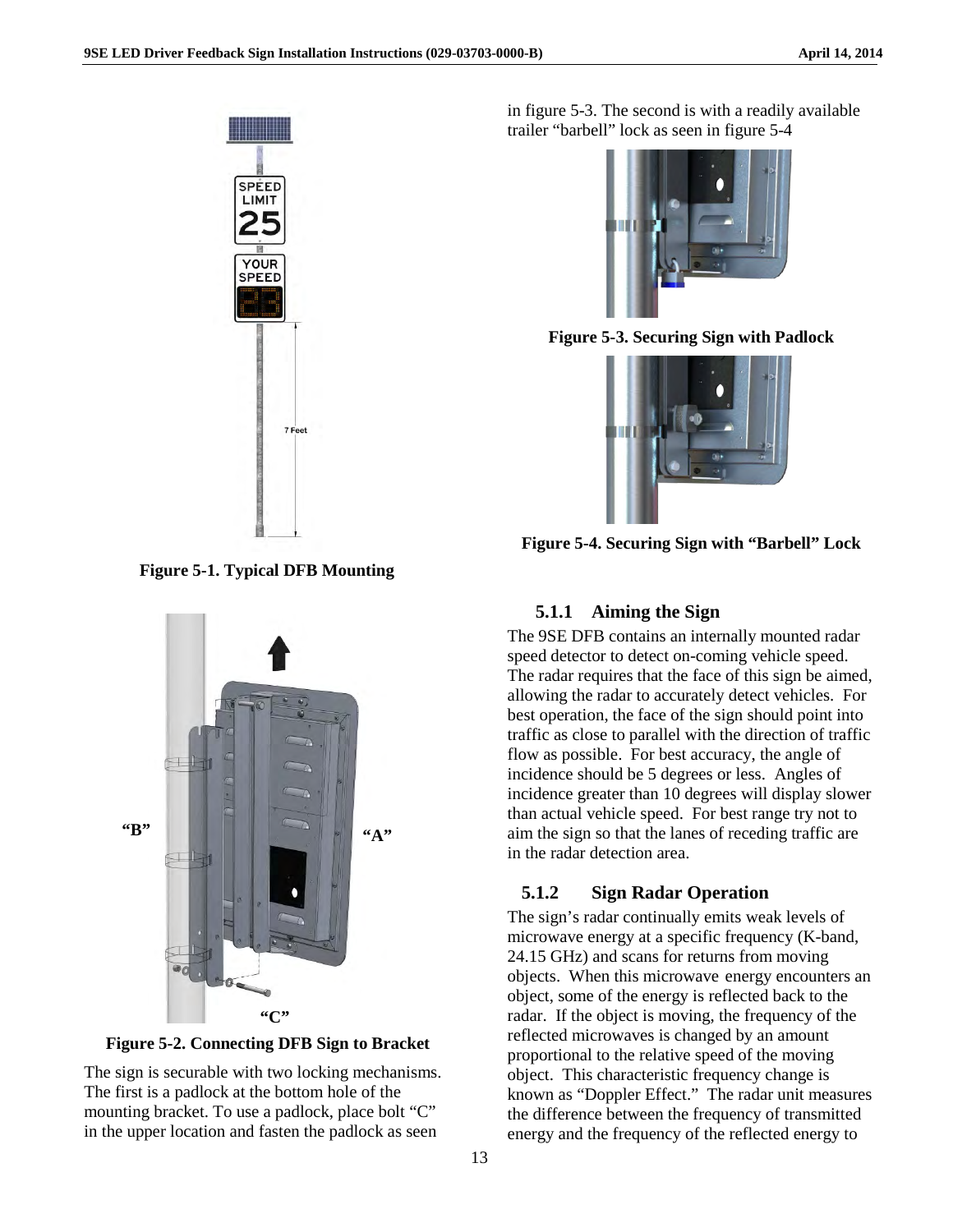Figure 5-1. Typical DFB Mounting

“B”

“A”

“C”

Figure 5-2. Connecting DFB Sign to Bracket

The sign is securable with two locking mechanisms. The first is a padlock at the bottom hole of the mounting bracket. To use a padlock, place bolt “C” in the upper location and fasten the padlock as seen in figure 5-3. The second is with a readily available trailer “barbell” lock as seen in figure 5-4

Figure 5-3. Securing Sign with Padlock

Figure 5-4. Securing Sign with “Barbell” Lock

### 5.1.1 Aiming the Sign

The 9SE DFB contains an internally mounted radar speed detector to detect on-coming vehicle speed. The radar requires that the face of this sign be aimed, allowing the radar to accurately detect vehicles. For best operation, the face of the sign should point into traffic as close to parallel with the direction of traffic flow as possible. For best accuracy, the angle of incidence should be 5 degrees or less. Angles of incidence greater than 10 degrees will display slower than actual vehicle speed. For best range try not to aim the sign so that the lanes of receding traffic are in the radar detection area.

### 5.1.2 Sign Radar Operation

The sign’s radar continually emits weak levels of microwave energy at a specific frequency (K-band, 24.15 GHz) and scans for returns from moving objects. When this microwave energy encounters an object, some of the energy is reflected back to the radar. If the object is moving, the frequency of the reflected microwaves is changed by an amount proportional to the relative speed of the moving object. This characteristic frequency change is known as “Doppler Effect.” The radar unit measures the difference between the frequency of transmitted energy and the frequency of the reflected energy to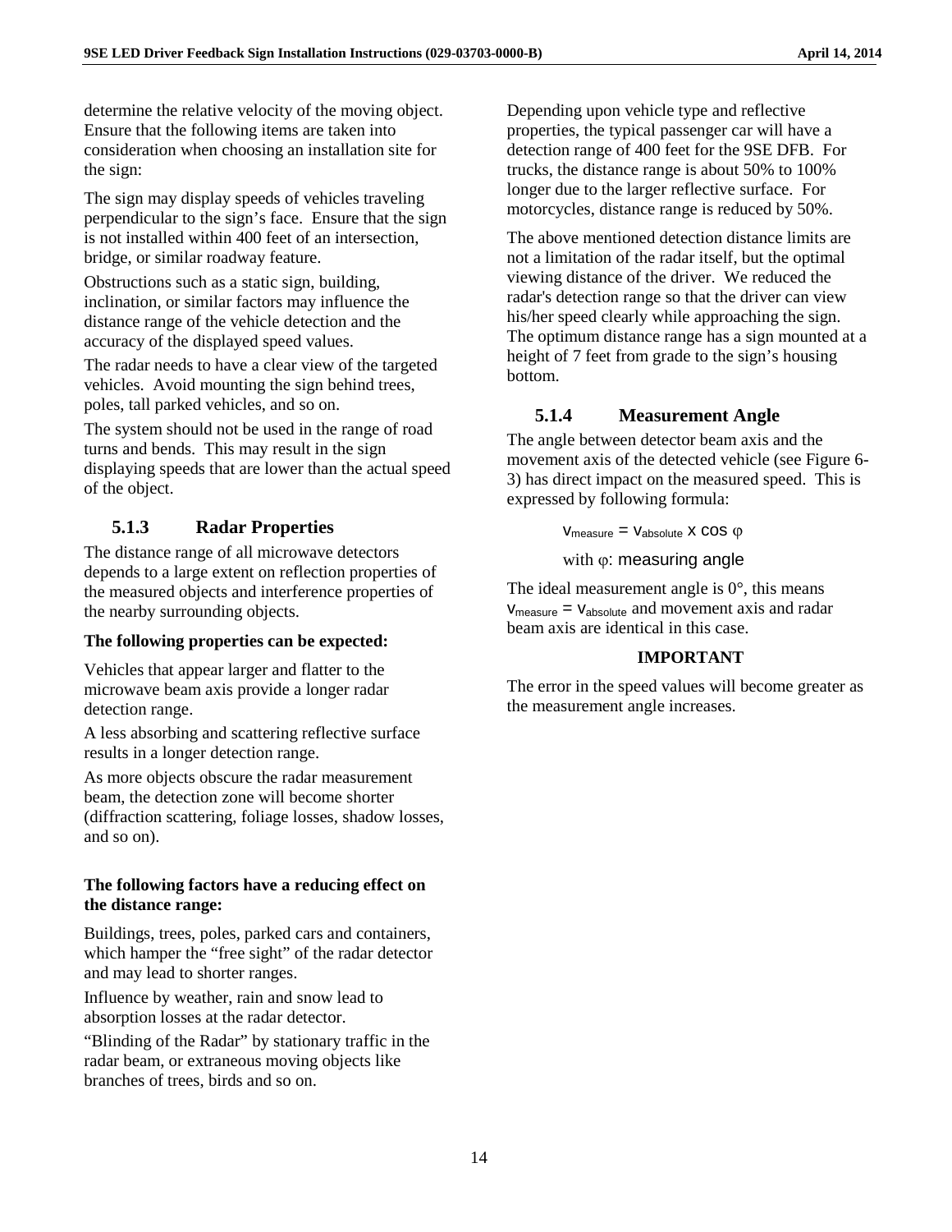determine the relative velocity of the moving object. Ensure that the following items are taken into consideration when choosing an installation site for the sign:

The sign may display speeds of vehicles traveling perpendicular to the sign's face. Ensure that the sign is not installed within 400 feet of an intersection, bridge, or similar roadway feature.

Obstructions such as a static sign, building, inclination, or similar factors may influence the distance range of the vehicle detection and the accuracy of the displayed speed values.

The radar needs to have a clear view of the targeted vehicles. Avoid mounting the sign behind trees, poles, tall parked vehicles, and so on.

The system should not be used in the range of road turns and bends. This may result in the sign displaying speeds that are lower than the actual speed of the object.

### 5.1.3 Radar Properties

The distance range of all microwave detectors depends to a large extent on reflection properties of the measured objects and interference properties of the nearby surrounding objects.

**The following properties can be expected:**

Vehicles that appear larger and flatter to the microwave beam axis provide a longer radar detection range.

A less absorbing and scattering reflective surface results in a longer detection range.

As more objects obscure the radar measurement beam, the detection zone will become shorter (diffraction scattering, foliage losses, shadow losses, and so on).

**The following factors have a reducing effect on the distance range:**

Buildings, trees, poles, parked cars and containers, which hamper the "free sight" of the radar detector and may lead to shorter ranges.

Influence by weather, rain and snow lead to absorption losses at the radar detector.

"Blinding of the Radar" by stationary traffic in the radar beam, or extraneous moving objects like branches of trees, birds and so on.

Depending upon vehicle type and reflective properties, the typical passenger car will have a detection range of 400 feet for the 9SE DFB. For trucks, the distance range is about 50% to 100% longer due to the larger reflective surface. For motorcycles, distance range is reduced by 50%.

The above mentioned detection distance limits are not a limitation of the radar itself, but the optimal viewing distance of the driver. We reduced the radar's detection range so that the driver can view his/her speed clearly while approaching the sign. The optimum distance range has a sign mounted at a height of 7 feet from grade to the sign's housing bottom.

### 5.1.4 Measurement Angle

The angle between detector beam axis and the movement axis of the detected vehicle (see Figure 6-3) has direct impact on the measured speed. This is expressed by following formula:

$$v_{measure} = v_{absolute} \times \cos \varphi$$

with $\varphi$: measuring angle

The ideal measurement angle is 0°, this means $v_{measure} = v_{absolute}$ and movement axis and radar beam axis are identical in this case.

**IMPORTANT**

The error in the speed values will become greater as the measurement angle increases.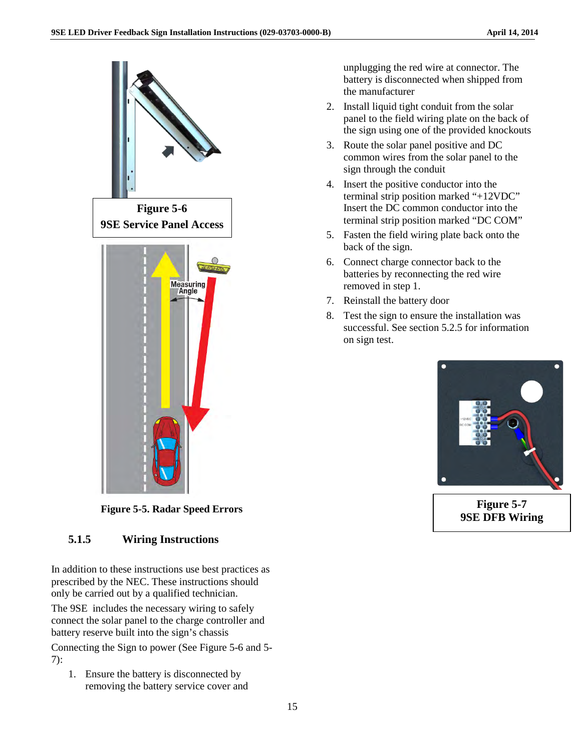Figure 5-6
9SE Service Panel Access

Figure 5-5. Radar Speed Errors

### 5.1.5 Wiring Instructions

In addition to these instructions use best practices as prescribed by the NEC. These instructions should only be carried out by a qualified technician.

The 9SE includes the necessary wiring to safely connect the solar panel to the charge controller and battery reserve built into the sign's chassis

Connecting the Sign to power (See Figure 5-6 and 5-7):

1. Ensure the battery is disconnected by removing the battery service cover and unplugging the red wire at connector. The battery is disconnected when shipped from the manufacturer
2. Install liquid tight conduit from the solar panel to the field wiring plate on the back of the sign using one of the provided knockouts
3. Route the solar panel positive and DC common wires from the solar panel to the sign through the conduit
4. Insert the positive conductor into the terminal strip position marked "+12VDC" Insert the DC common conductor into the terminal strip position marked "DC COM"
5. Fasten the field wiring plate back onto the back of the sign.
6. Connect charge connector back to the batteries by reconnecting the red wire removed in step 1.
7. Reinstall the battery door
8. Test the sign to ensure the installation was successful. See section 5.2.5 for information on sign test.

Figure 5-7
9SE DFB Wiring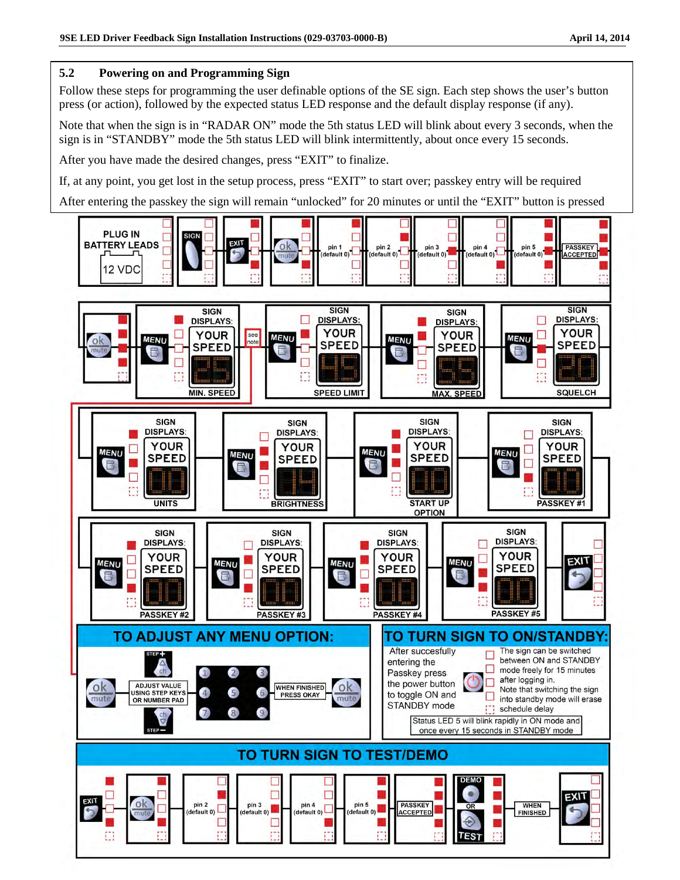## 5.2 Powering on and Programming Sign

Follow these steps for programming the user definable options of the SE sign. Each step shows the user's button press (or action), followed by the expected status LED response and the default display response (if any).

Note that when the sign is in "RADAR ON" mode the 5th status LED will blink about every 3 seconds, when the sign is in "STANDBY" mode the 5th status LED will blink intermittently, about once every 15 seconds.

After you have made the desired changes, press "EXIT" to finalize.

If, at any point, you get lost in the setup process, press "EXIT" to start over; passkey entry will be required

After entering the passkey the sign will remain "unlocked" for 20 minutes or until the "EXIT" button is pressed

PLUG IN BATTERY LEADS 12 VDC

SIGN

EXIT

ok mute

pin 1 (default 0)

pin 2 (default 0)

pin 3 (default 0)

pin 4 (default 0)

pin 5 (default 0)

PASSKEY ACCEPTED

ok mute

MENU — SIGN DISPLAYS: YOUR SPEED 25 — MIN. SPEED

see note

MENU — SIGN DISPLAYS: YOUR SPEED 45 — SPEED LIMIT

MENU — SIGN DISPLAYS: YOUR SPEED 55 — MAX. SPEED

MENU — SIGN DISPLAYS: YOUR SPEED 20 — SQUELCH

MENU — SIGN DISPLAYS: YOUR SPEED 00 — UNITS

MENU — SIGN DISPLAYS: YOUR SPEED 14 — BRIGHTNESS

MENU — SIGN DISPLAYS: YOUR SPEED 00 — START UP OPTION

MENU — SIGN DISPLAYS: YOUR SPEED 00 — PASSKEY #1

MENU — SIGN DISPLAYS: YOUR SPEED 00 — PASSKEY #2

MENU — SIGN DISPLAYS: YOUR SPEED 00 — PASSKEY #3

MENU — SIGN DISPLAYS: YOUR SPEED 00 — PASSKEY #4

MENU — SIGN DISPLAYS: YOUR SPEED 00 — PASSKEY #5

EXIT

### TO ADJUST ANY MENU OPTION:

ok mute — ADJUST VALUE USING STEP KEYS OR NUMBER PAD (STEP+ / STEP−; 1 2 3 4 5 6 7 8 9) — WHEN FINISHED PRESS OKAY — ok mute

### TO TURN SIGN TO ON/STANDBY:

After successfully entering the Passkey press the power button to toggle ON and STANDBY mode

The sign can be switched between ON and STANDBY mode freely for 15 minutes after logging in. Note that switching the sign into standby mode will erase schedule delay

Status LED 5 will blink rapidly in ON mode and once every 15 seconds in STANDBY mode

### TO TURN SIGN TO TEST/DEMO

EXIT

ok mute

pin 2 (default 0)

pin 3 (default 0)

pin 4 (default 0)

pin 5 (default 0)

PASSKEY ACCEPTED

DEMO OR TEST

WHEN FINISHED

EXIT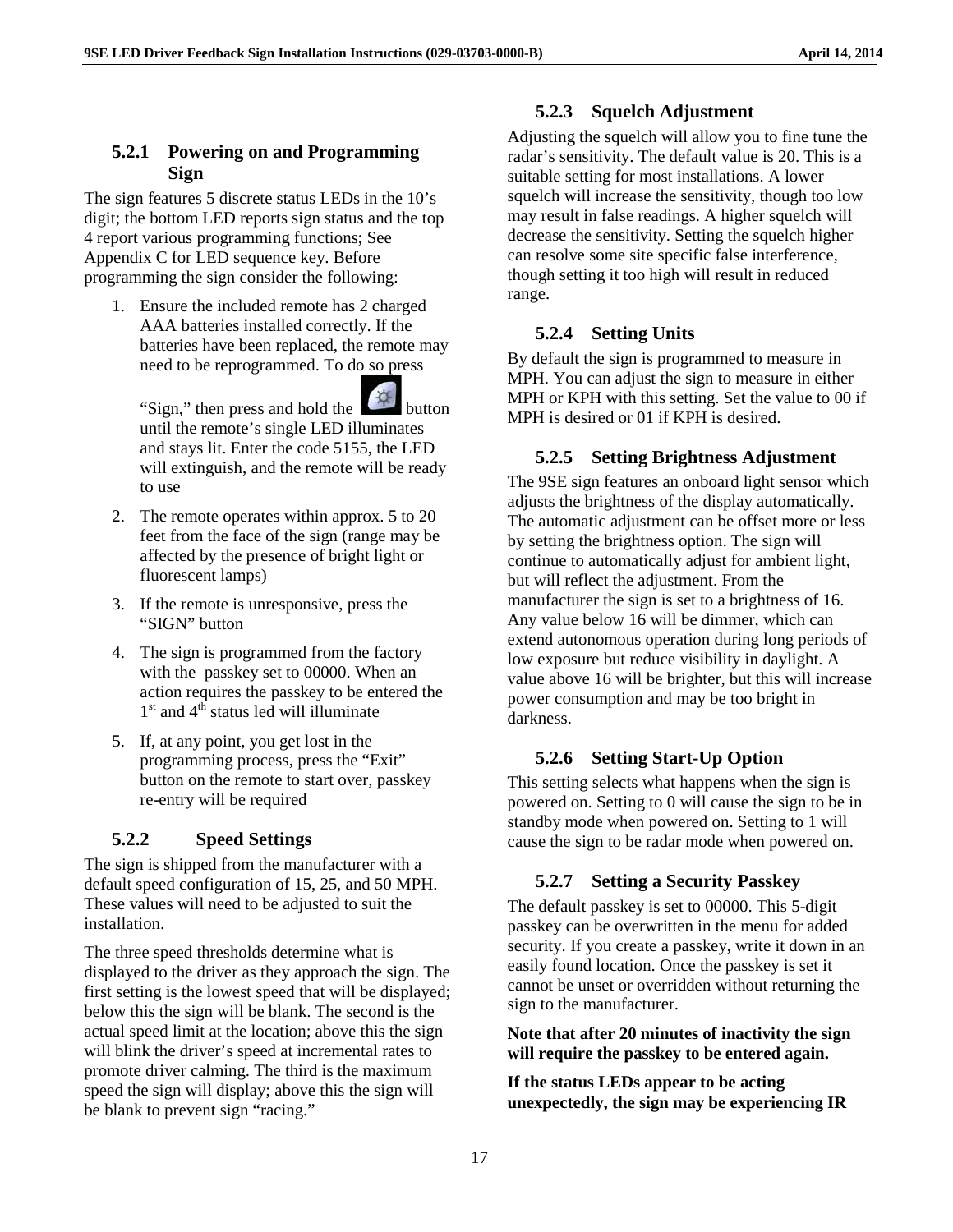#### 5.2.1 Powering on and Programming Sign

The sign features 5 discrete status LEDs in the 10's digit; the bottom LED reports sign status and the top 4 report various programming functions; See Appendix C for LED sequence key. Before programming the sign consider the following:

1. Ensure the included remote has 2 charged AAA batteries installed correctly. If the batteries have been replaced, the remote may need to be reprogrammed. To do so press "Sign," then press and hold the button until the remote's single LED illuminates and stays lit. Enter the code 5155, the LED will extinguish, and the remote will be ready to use
2. The remote operates within approx. 5 to 20 feet from the face of the sign (range may be affected by the presence of bright light or fluorescent lamps)
3. If the remote is unresponsive, press the "SIGN" button
4. The sign is programmed from the factory with the passkey set to 00000. When an action requires the passkey to be entered the 1st and 4th status led will illuminate
5. If, at any point, you get lost in the programming process, press the "Exit" button on the remote to start over, passkey re-entry will be required

#### 5.2.2 Speed Settings

The sign is shipped from the manufacturer with a default speed configuration of 15, 25, and 50 MPH. These values will need to be adjusted to suit the installation.

The three speed thresholds determine what is displayed to the driver as they approach the sign. The first setting is the lowest speed that will be displayed; below this the sign will be blank. The second is the actual speed limit at the location; above this the sign will blink the driver's speed at incremental rates to promote driver calming. The third is the maximum speed the sign will display; above this the sign will be blank to prevent sign "racing."

#### 5.2.3 Squelch Adjustment

Adjusting the squelch will allow you to fine tune the radar's sensitivity. The default value is 20. This is a suitable setting for most installations. A lower squelch will increase the sensitivity, though too low may result in false readings. A higher squelch will decrease the sensitivity. Setting the squelch higher can resolve some site specific false interference, though setting it too high will result in reduced range.

#### 5.2.4 Setting Units

By default the sign is programmed to measure in MPH. You can adjust the sign to measure in either MPH or KPH with this setting. Set the value to 00 if MPH is desired or 01 if KPH is desired.

#### 5.2.5 Setting Brightness Adjustment

The 9SE sign features an onboard light sensor which adjusts the brightness of the display automatically. The automatic adjustment can be offset more or less by setting the brightness option. The sign will continue to automatically adjust for ambient light, but will reflect the adjustment. From the manufacturer the sign is set to a brightness of 16. Any value below 16 will be dimmer, which can extend autonomous operation during long periods of low exposure but reduce visibility in daylight. A value above 16 will be brighter, but this will increase power consumption and may be too bright in darkness.

#### 5.2.6 Setting Start-Up Option

This setting selects what happens when the sign is powered on. Setting to 0 will cause the sign to be in standby mode when powered on. Setting to 1 will cause the sign to be radar mode when powered on.

#### 5.2.7 Setting a Security Passkey

The default passkey is set to 00000. This 5-digit passkey can be overwritten in the menu for added security. If you create a passkey, write it down in an easily found location. Once the passkey is set it cannot be unset or overridden without returning the sign to the manufacturer.

**Note that after 20 minutes of inactivity the sign will require the passkey to be entered again.**

**If the status LEDs appear to be acting unexpectedly, the sign may be experiencing IR**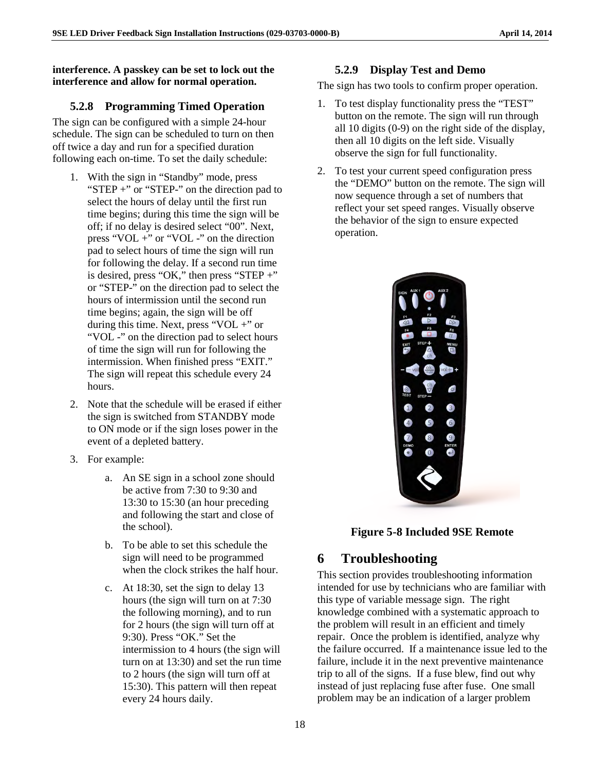**interference. A passkey can be set to lock out the interference and allow for normal operation.**

### 5.2.8 Programming Timed Operation

The sign can be configured with a simple 24-hour schedule. The sign can be scheduled to turn on then off twice a day and run for a specified duration following each on-time. To set the daily schedule:

1. With the sign in "Standby" mode, press "STEP +" or "STEP-" on the direction pad to select the hours of delay until the first run time begins; during this time the sign will be off; if no delay is desired select "00". Next, press "VOL +" or "VOL -" on the direction pad to select hours of time the sign will run for following the delay. If a second run time is desired, press "OK," then press "STEP +" or "STEP-" on the direction pad to select the hours of intermission until the second run time begins; again, the sign will be off during this time. Next, press "VOL +" or "VOL -" on the direction pad to select hours of time the sign will run for following the intermission. When finished press "EXIT." The sign will repeat this schedule every 24 hours.
2. Note that the schedule will be erased if either the sign is switched from STANDBY mode to ON mode or if the sign loses power in the event of a depleted battery.
3. For example:
   a. An SE sign in a school zone should be active from 7:30 to 9:30 and 13:30 to 15:30 (an hour preceding and following the start and close of the school).
   b. To be able to set this schedule the sign will need to be programmed when the clock strikes the half hour.
   c. At 18:30, set the sign to delay 13 hours (the sign will turn on at 7:30 the following morning), and to run for 2 hours (the sign will turn off at 9:30). Press "OK." Set the intermission to 4 hours (the sign will turn on at 13:30) and set the run time to 2 hours (the sign will turn off at 15:30). This pattern will then repeat every 24 hours daily.

### 5.2.9 Display Test and Demo

The sign has two tools to confirm proper operation.

1. To test display functionality press the "TEST" button on the remote. The sign will run through all 10 digits (0-9) on the right side of the display, then all 10 digits on the left side. Visually observe the sign for full functionality.
2. To test your current speed configuration press the "DEMO" button on the remote. The sign will now sequence through a set of numbers that reflect your set speed ranges. Visually observe the behavior of the sign to ensure expected operation.

**Figure 5-8 Included 9SE Remote**

# 6 Troubleshooting

This section provides troubleshooting information intended for use by technicians who are familiar with this type of variable message sign. The right knowledge combined with a systematic approach to the problem will result in an efficient and timely repair. Once the problem is identified, analyze why the failure occurred. If a maintenance issue led to the failure, include it in the next preventive maintenance trip to all of the signs. If a fuse blew, find out why instead of just replacing fuse after fuse. One small problem may be an indication of a larger problem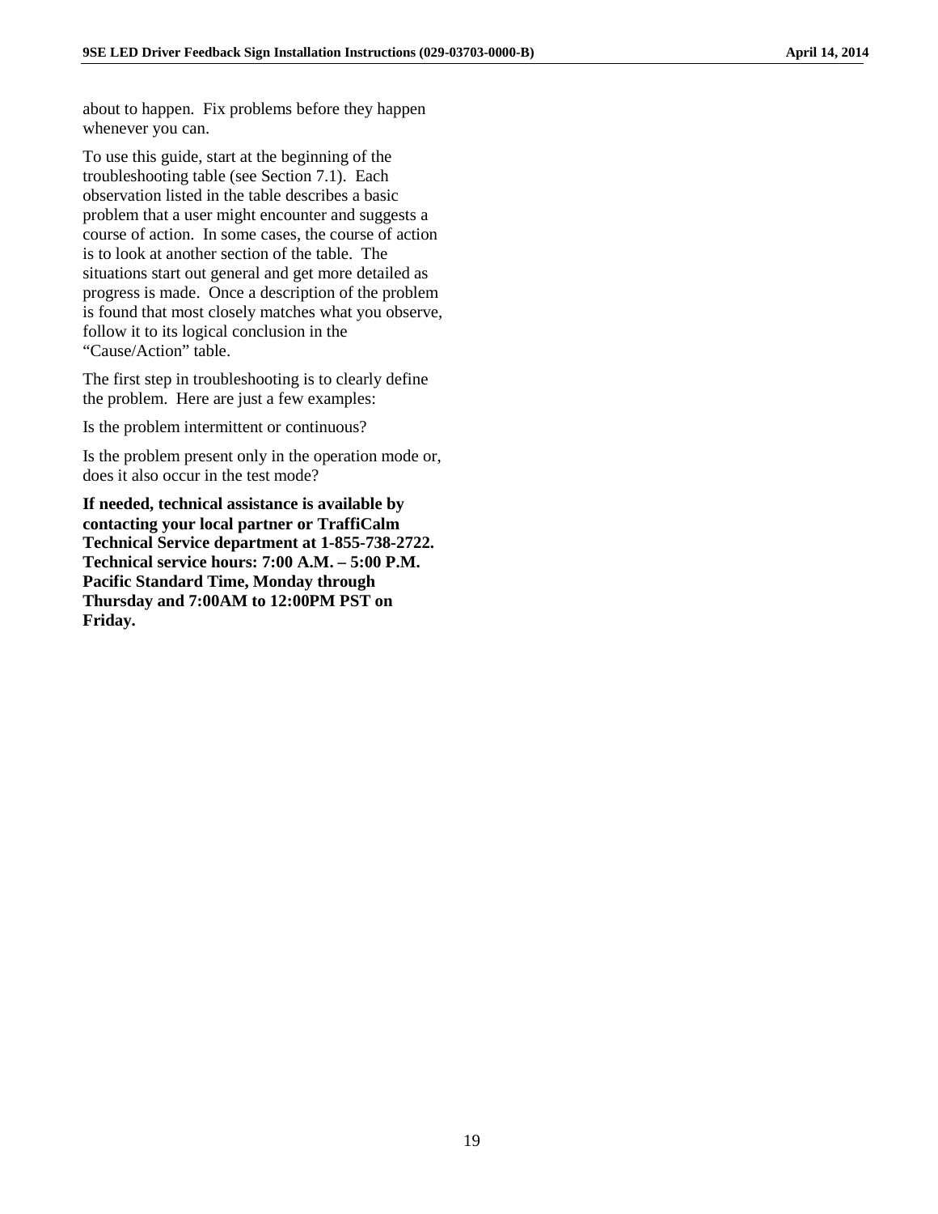about to happen. Fix problems before they happen whenever you can.

To use this guide, start at the beginning of the troubleshooting table (see Section 7.1). Each observation listed in the table describes a basic problem that a user might encounter and suggests a course of action. In some cases, the course of action is to look at another section of the table. The situations start out general and get more detailed as progress is made. Once a description of the problem is found that most closely matches what you observe, follow it to its logical conclusion in the "Cause/Action" table.

The first step in troubleshooting is to clearly define the problem. Here are just a few examples:

Is the problem intermittent or continuous?

Is the problem present only in the operation mode or, does it also occur in the test mode?

**If needed, technical assistance is available by contacting your local partner or TraffiCalm Technical Service department at 1-855-738-2722. Technical service hours: 7:00 A.M. – 5:00 P.M. Pacific Standard Time, Monday through Thursday and 7:00AM to 12:00PM PST on Friday.**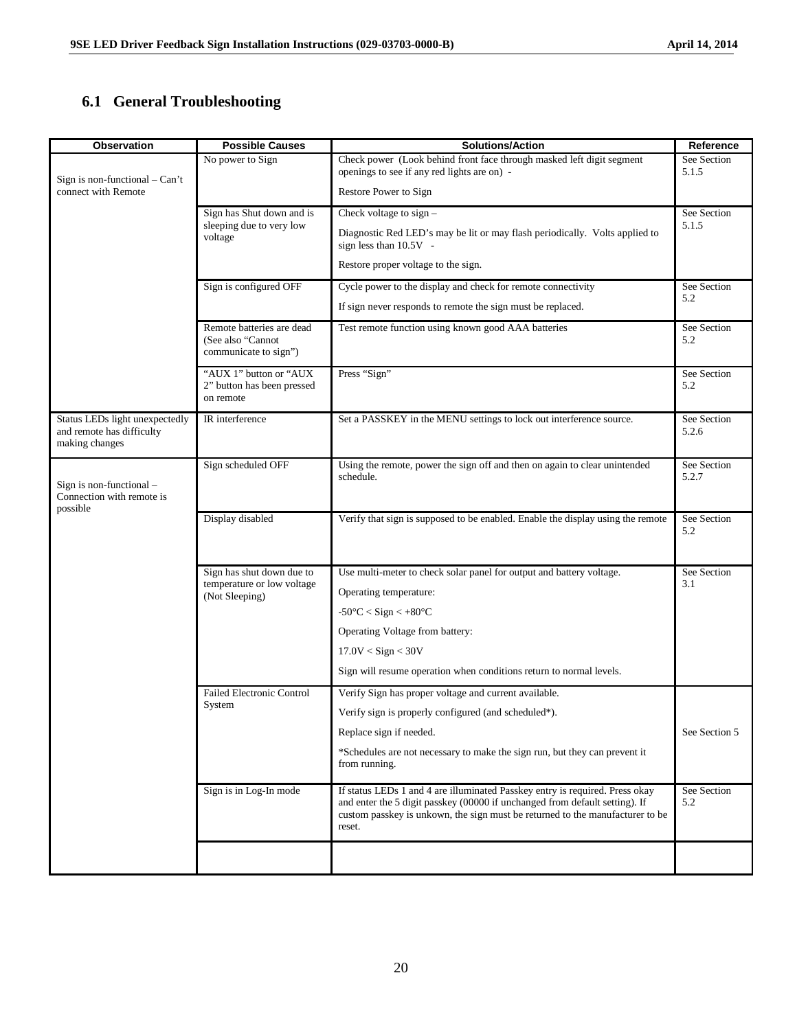## 6.1 General Troubleshooting

| Observation | Possible Causes | Solutions/Action | Reference |
|---|---|---|---|
| Sign is non-functional – Can't connect with Remote | No power to Sign | Check power (Look behind front face through masked left digit segment openings to see if any red lights are on) - <br><br> Restore Power to Sign | See Section 5.1.5 |
| | Sign has Shut down and is sleeping due to very low voltage | Check voltage to sign – <br><br> Diagnostic Red LED's may be lit or may flash periodically. Volts applied to sign less than 10.5V - <br><br> Restore proper voltage to the sign. | See Section 5.1.5 |
| | Sign is configured OFF | Cycle power to the display and check for remote connectivity <br><br> If sign never responds to remote the sign must be replaced. | See Section 5.2 |
| | Remote batteries are dead (See also "Cannot communicate to sign") | Test remote function using known good AAA batteries | See Section 5.2 |
| | "AUX 1" button or "AUX 2" button has been pressed on remote | Press "Sign" | See Section 5.2 |
| Status LEDs light unexpectedly and remote has difficulty making changes | IR interference | Set a PASSKEY in the MENU settings to lock out interference source. | See Section 5.2.6 |
| Sign is non-functional – Connection with remote is possible | Sign scheduled OFF | Using the remote, power the sign off and then on again to clear unintended schedule. | See Section 5.2.7 |
| | Display disabled | Verify that sign is supposed to be enabled. Enable the display using the remote | See Section 5.2 |
| | Sign has shut down due to temperature or low voltage (Not Sleeping) | Use multi-meter to check solar panel for output and battery voltage. <br><br> Operating temperature: <br><br> -50°C < Sign < +80°C <br><br> Operating Voltage from battery: <br><br> 17.0V < Sign < 30V <br><br> Sign will resume operation when conditions return to normal levels. | See Section 3.1 |
| | Failed Electronic Control System | Verify Sign has proper voltage and current available. <br><br> Verify sign is properly configured (and scheduled*). <br><br> Replace sign if needed. <br><br> *Schedules are not necessary to make the sign run, but they can prevent it from running. | See Section 5 |
| | Sign is in Log-In mode | If status LEDs 1 and 4 are illuminated Passkey entry is required. Press okay and enter the 5 digit passkey (00000 if unchanged from default setting). If custom passkey is unkown, the sign must be returned to the manufacturer to be reset. | See Section 5.2 |
| | | | |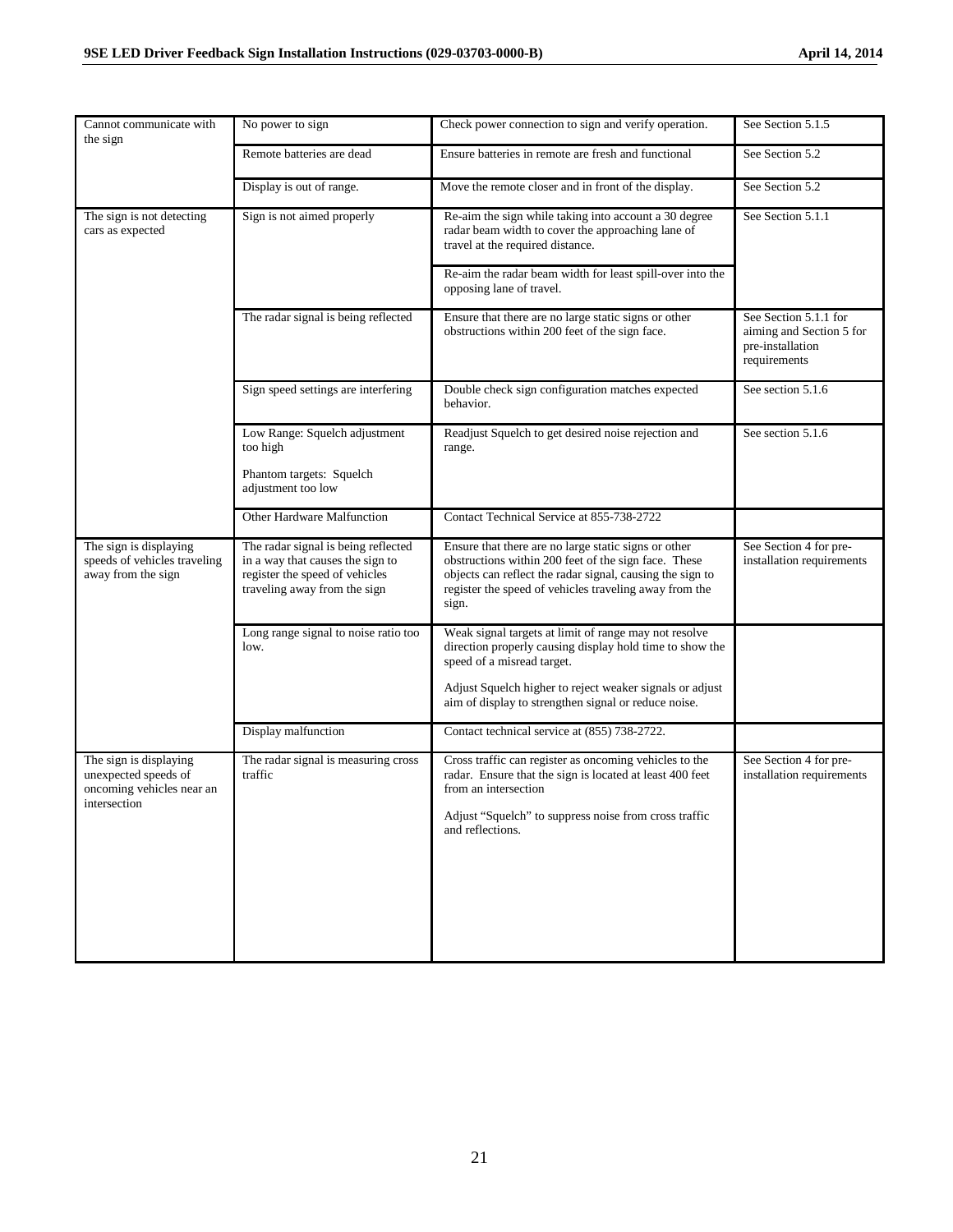| | | | |
|---|---|---|---|
| Cannot communicate with the sign | No power to sign | Check power connection to sign and verify operation. | See Section 5.1.5 |
| | Remote batteries are dead | Ensure batteries in remote are fresh and functional | See Section 5.2 |
| | Display is out of range. | Move the remote closer and in front of the display. | See Section 5.2 |
| The sign is not detecting cars as expected | Sign is not aimed properly | Re-aim the sign while taking into account a 30 degree radar beam width to cover the approaching lane of travel at the required distance.<br><br>Re-aim the radar beam width for least spill-over into the opposing lane of travel. | See Section 5.1.1 |
| | The radar signal is being reflected | Ensure that there are no large static signs or other obstructions within 200 feet of the sign face. | See Section 5.1.1 for aiming and Section 5 for pre-installation requirements |
| | Sign speed settings are interfering | Double check sign configuration matches expected behavior. | See section 5.1.6 |
| | Low Range: Squelch adjustment too high<br><br>Phantom targets: Squelch adjustment too low | Readjust Squelch to get desired noise rejection and range. | See section 5.1.6 |
| | Other Hardware Malfunction | Contact Technical Service at 855-738-2722 | |
| The sign is displaying speeds of vehicles traveling away from the sign | The radar signal is being reflected in a way that causes the sign to register the speed of vehicles traveling away from the sign | Ensure that there are no large static signs or other obstructions within 200 feet of the sign face. These objects can reflect the radar signal, causing the sign to register the speed of vehicles traveling away from the sign. | See Section 4 for pre-installation requirements |
| | Long range signal to noise ratio too low. | Weak signal targets at limit of range may not resolve direction properly causing display hold time to show the speed of a misread target.<br><br>Adjust Squelch higher to reject weaker signals or adjust aim of display to strengthen signal or reduce noise. | |
| | Display malfunction | Contact technical service at (855) 738-2722. | |
| The sign is displaying unexpected speeds of oncoming vehicles near an intersection | The radar signal is measuring cross traffic | Cross traffic can register as oncoming vehicles to the radar. Ensure that the sign is located at least 400 feet from an intersection<br><br>Adjust "Squelch" to suppress noise from cross traffic and reflections. | See Section 4 for pre-installation requirements |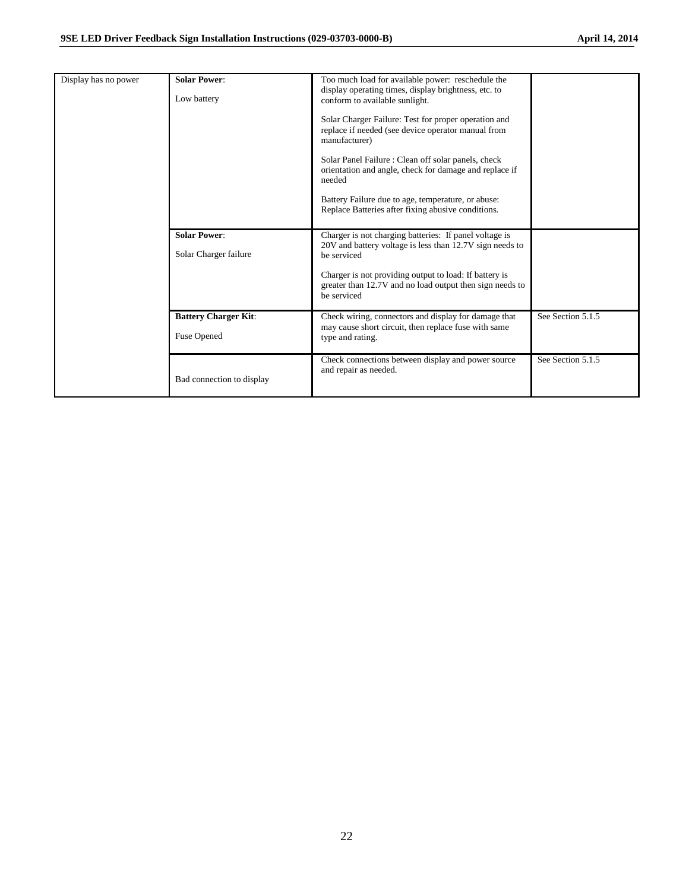| | | | |
|---|---|---|---|
| Display has no power | **Solar Power**:<br><br>Low battery | Too much load for available power: reschedule the display operating times, display brightness, etc. to conform to available sunlight.<br><br>Solar Charger Failure: Test for proper operation and replace if needed (see device operator manual from manufacturer)<br><br>Solar Panel Failure : Clean off solar panels, check orientation and angle, check for damage and replace if needed<br><br>Battery Failure due to age, temperature, or abuse: Replace Batteries after fixing abusive conditions. | |
| | **Solar Power**:<br><br>Solar Charger failure | Charger is not charging batteries: If panel voltage is 20V and battery voltage is less than 12.7V sign needs to be serviced<br><br>Charger is not providing output to load: If battery is greater than 12.7V and no load output then sign needs to be serviced | |
| | **Battery Charger Kit**:<br><br>Fuse Opened | Check wiring, connectors and display for damage that may cause short circuit, then replace fuse with same type and rating. | See Section 5.1.5 |
| | Bad connection to display | Check connections between display and power source and repair as needed. | See Section 5.1.5 |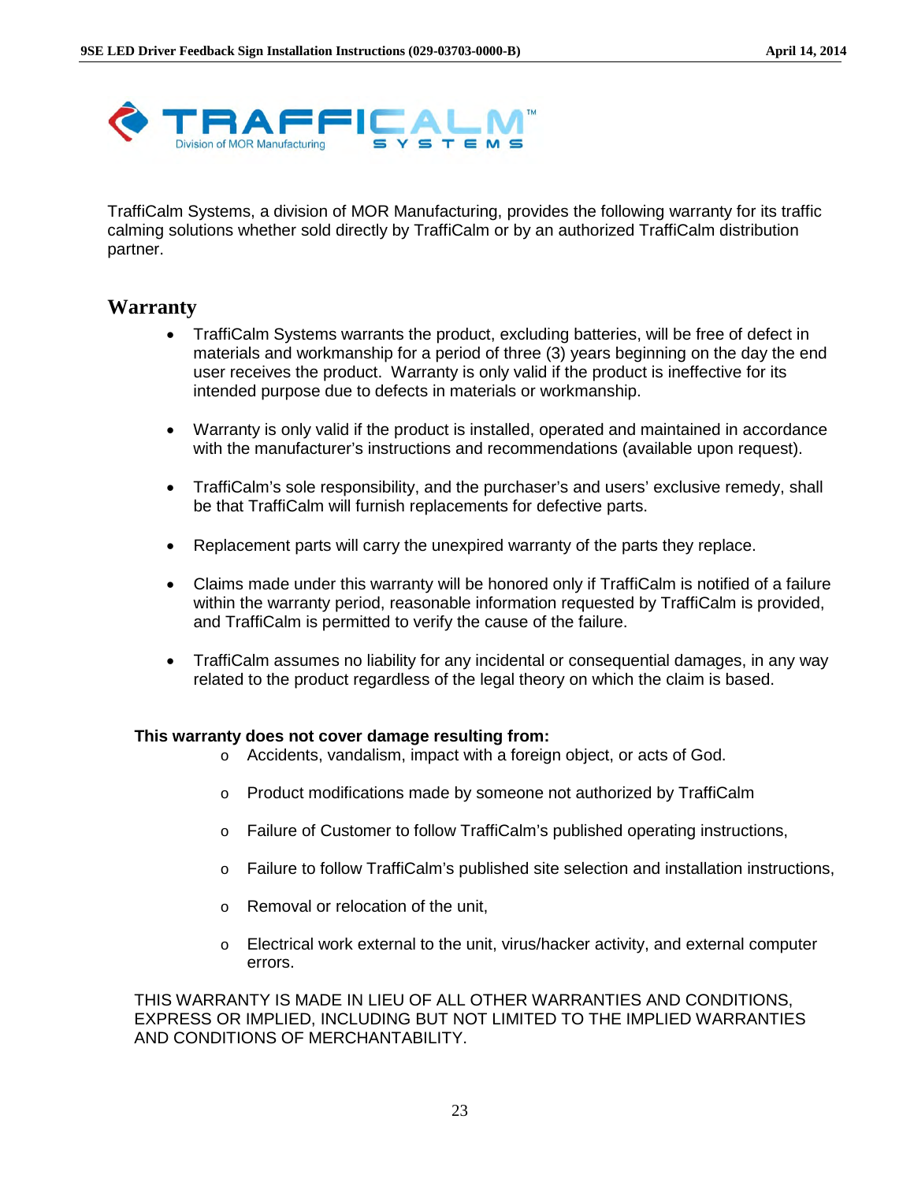TraffiCalm Systems, a division of MOR Manufacturing, provides the following warranty for its traffic calming solutions whether sold directly by TraffiCalm or by an authorized TraffiCalm distribution partner.

## Warranty

- TraffiCalm Systems warrants the product, excluding batteries, will be free of defect in materials and workmanship for a period of three (3) years beginning on the day the end user receives the product. Warranty is only valid if the product is ineffective for its intended purpose due to defects in materials or workmanship.
- Warranty is only valid if the product is installed, operated and maintained in accordance with the manufacturer's instructions and recommendations (available upon request).
- TraffiCalm's sole responsibility, and the purchaser's and users' exclusive remedy, shall be that TraffiCalm will furnish replacements for defective parts.
- Replacement parts will carry the unexpired warranty of the parts they replace.
- Claims made under this warranty will be honored only if TraffiCalm is notified of a failure within the warranty period, reasonable information requested by TraffiCalm is provided, and TraffiCalm is permitted to verify the cause of the failure.
- TraffiCalm assumes no liability for any incidental or consequential damages, in any way related to the product regardless of the legal theory on which the claim is based.

**This warranty does not cover damage resulting from:**

- Accidents, vandalism, impact with a foreign object, or acts of God.
- Product modifications made by someone not authorized by TraffiCalm
- Failure of Customer to follow TraffiCalm's published operating instructions,
- Failure to follow TraffiCalm's published site selection and installation instructions,
- Removal or relocation of the unit,
- Electrical work external to the unit, virus/hacker activity, and external computer errors.

THIS WARRANTY IS MADE IN LIEU OF ALL OTHER WARRANTIES AND CONDITIONS, EXPRESS OR IMPLIED, INCLUDING BUT NOT LIMITED TO THE IMPLIED WARRANTIES AND CONDITIONS OF MERCHANTABILITY.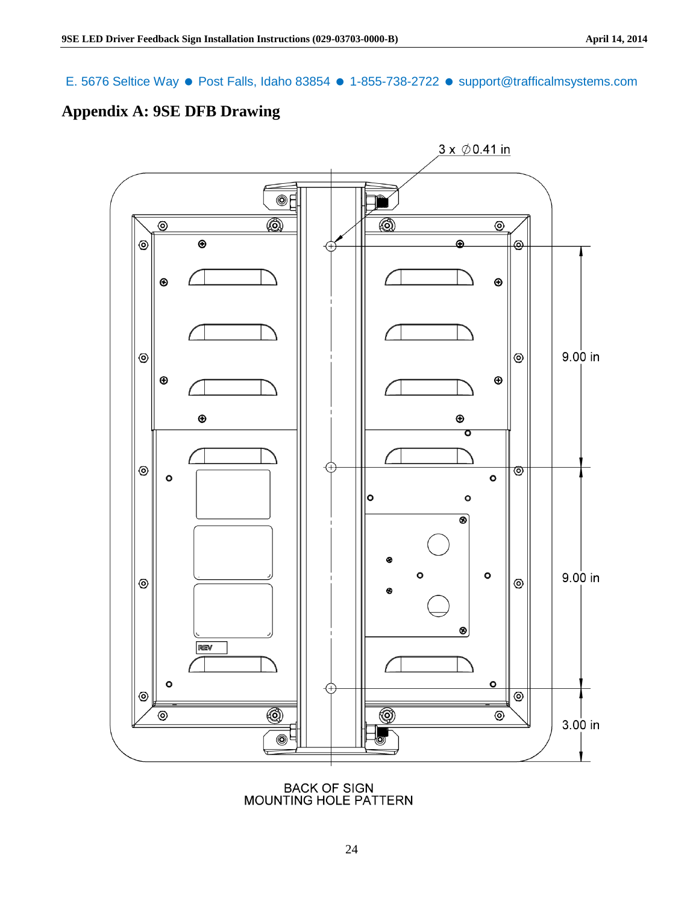E. 5676 Seltice Way ● Post Falls, Idaho 83854 ● 1-855-738-2722 ● support@trafficalmsystems.com

## Appendix A: 9SE DFB Drawing

3 x ∅0.41 in

9.00 in

9.00 in

3.00 in

BACK OF SIGN
MOUNTING HOLE PATTERN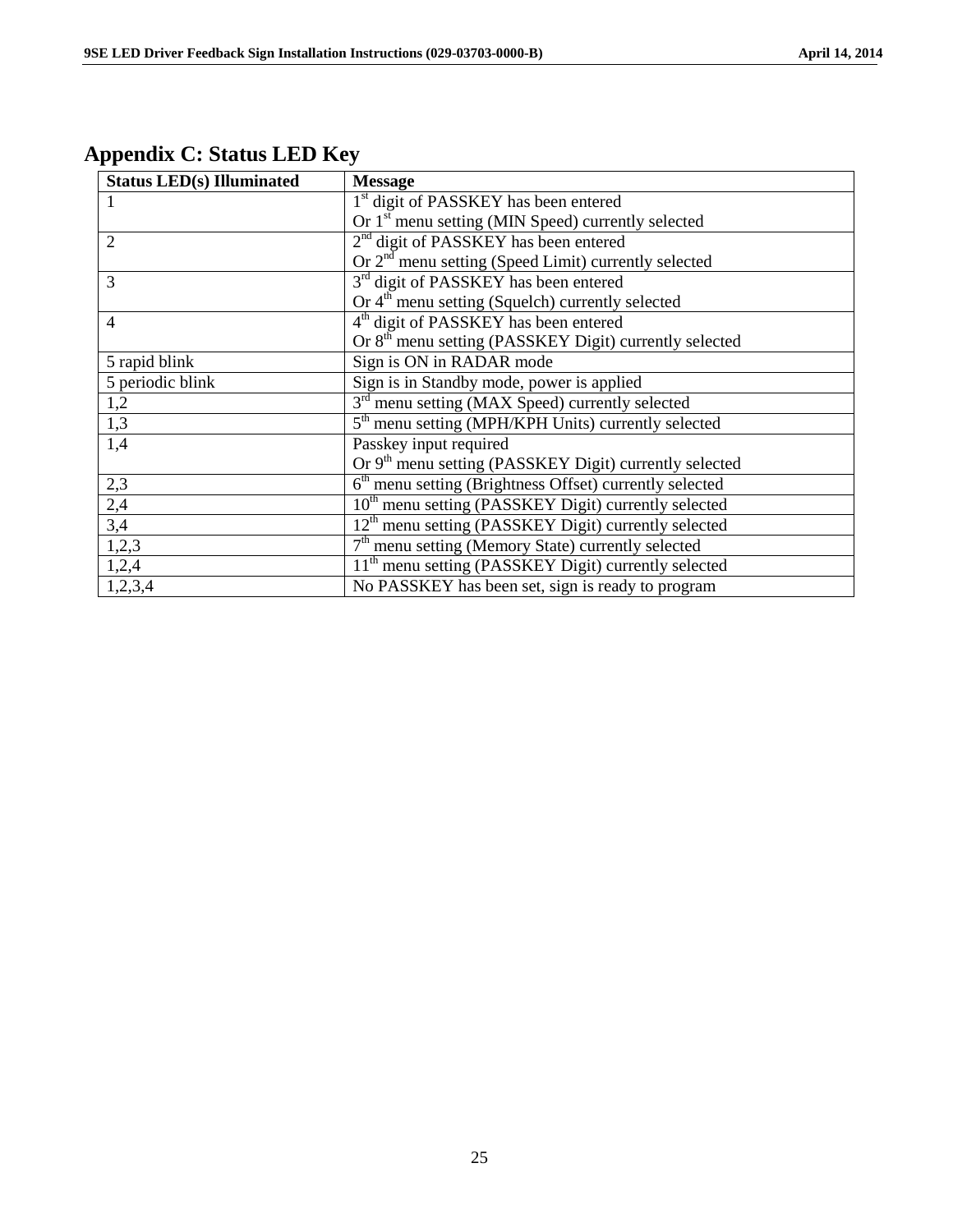# Appendix C: Status LED Key

| Status LED(s) Illuminated | Message |
|---|---|
| 1 | 1st digit of PASSKEY has been entered<br>Or 1st menu setting (MIN Speed) currently selected |
| 2 | 2nd digit of PASSKEY has been entered<br>Or 2nd menu setting (Speed Limit) currently selected |
| 3 | 3rd digit of PASSKEY has been entered<br>Or 4th menu setting (Squelch) currently selected |
| 4 | 4th digit of PASSKEY has been entered<br>Or 8th menu setting (PASSKEY Digit) currently selected |
| 5 rapid blink | Sign is ON in RADAR mode |
| 5 periodic blink | Sign is in Standby mode, power is applied |
| 1,2 | 3rd menu setting (MAX Speed) currently selected |
| 1,3 | 5th menu setting (MPH/KPH Units) currently selected |
| 1,4 | Passkey input required<br>Or 9th menu setting (PASSKEY Digit) currently selected |
| 2,3 | 6th menu setting (Brightness Offset) currently selected |
| 2,4 | 10th menu setting (PASSKEY Digit) currently selected |
| 3,4 | 12th menu setting (PASSKEY Digit) currently selected |
| 1,2,3 | 7th menu setting (Memory State) currently selected |
| 1,2,4 | 11th menu setting (PASSKEY Digit) currently selected |
| 1,2,3,4 | No PASSKEY has been set, sign is ready to program |